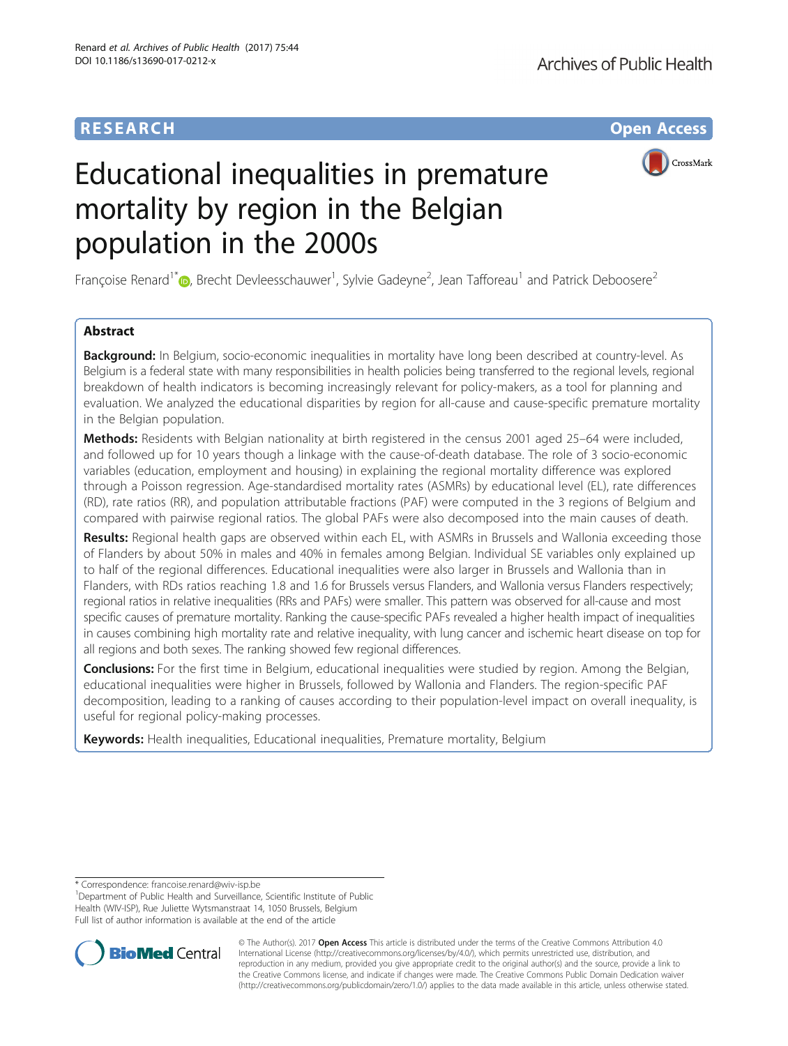**RESEARCH** **Open Access**

# Educational inequalities in premature mortality by region in the Belgian population in the 2000s

Françoise Renard[1*], Brecht Devleesschauwer[1], Sylvie Gadeyne[2], Jean Tafforeau[1] and Patrick Deboosere[2]

## Abstract

**Background:** In Belgium, socio-economic inequalities in mortality have long been described at country-level. As Belgium is a federal state with many responsibilities in health policies being transferred to the regional levels, regional breakdown of health indicators is becoming increasingly relevant for policy-makers, as a tool for planning and evaluation. We analyzed the educational disparities by region for all-cause and cause-specific premature mortality in the Belgian population.

**Methods:** Residents with Belgian nationality at birth registered in the census 2001 aged 25–64 were included, and followed up for 10 years though a linkage with the cause-of-death database. The role of 3 socio-economic variables (education, employment and housing) in explaining the regional mortality difference was explored through a Poisson regression. Age-standardised mortality rates (ASMRs) by educational level (EL), rate differences (RD), rate ratios (RR), and population attributable fractions (PAF) were computed in the 3 regions of Belgium and compared with pairwise regional ratios. The global PAFs were also decomposed into the main causes of death.

**Results:** Regional health gaps are observed within each EL, with ASMRs in Brussels and Wallonia exceeding those of Flanders by about 50% in males and 40% in females among Belgian. Individual SE variables only explained up to half of the regional differences. Educational inequalities were also larger in Brussels and Wallonia than in Flanders, with RDs ratios reaching 1.8 and 1.6 for Brussels versus Flanders, and Wallonia versus Flanders respectively; regional ratios in relative inequalities (RRs and PAFs) were smaller. This pattern was observed for all-cause and most specific causes of premature mortality. Ranking the cause-specific PAFs revealed a higher health impact of inequalities in causes combining high mortality rate and relative inequality, with lung cancer and ischemic heart disease on top for all regions and both sexes. The ranking showed few regional differences.

**Conclusions:** For the first time in Belgium, educational inequalities were studied by region. Among the Belgian, educational inequalities were higher in Brussels, followed by Wallonia and Flanders. The region-specific PAF decomposition, leading to a ranking of causes according to their population-level impact on overall inequality, is useful for regional policy-making processes.

**Keywords:** Health inequalities, Educational inequalities, Premature mortality, Belgium

---

* Correspondence: francoise.renard@wiv-isp.be
[1]Department of Public Health and Surveillance, Scientific Institute of Public Health (WIV-ISP), Rue Juliette Wytsmanstraat 14, 1050 Brussels, Belgium
Full list of author information is available at the end of the article

© The Author(s). 2017 **Open Access** This article is distributed under the terms of the Creative Commons Attribution 4.0 International License (http://creativecommons.org/licenses/by/4.0/), which permits unrestricted use, distribution, and reproduction in any medium, provided you give appropriate credit to the original author(s) and the source, provide a link to the Creative Commons license, and indicate if changes were made. The Creative Commons Public Domain Dedication waiver (http://creativecommons.org/publicdomain/zero/1.0/) applies to the data made available in this article, unless otherwise stated.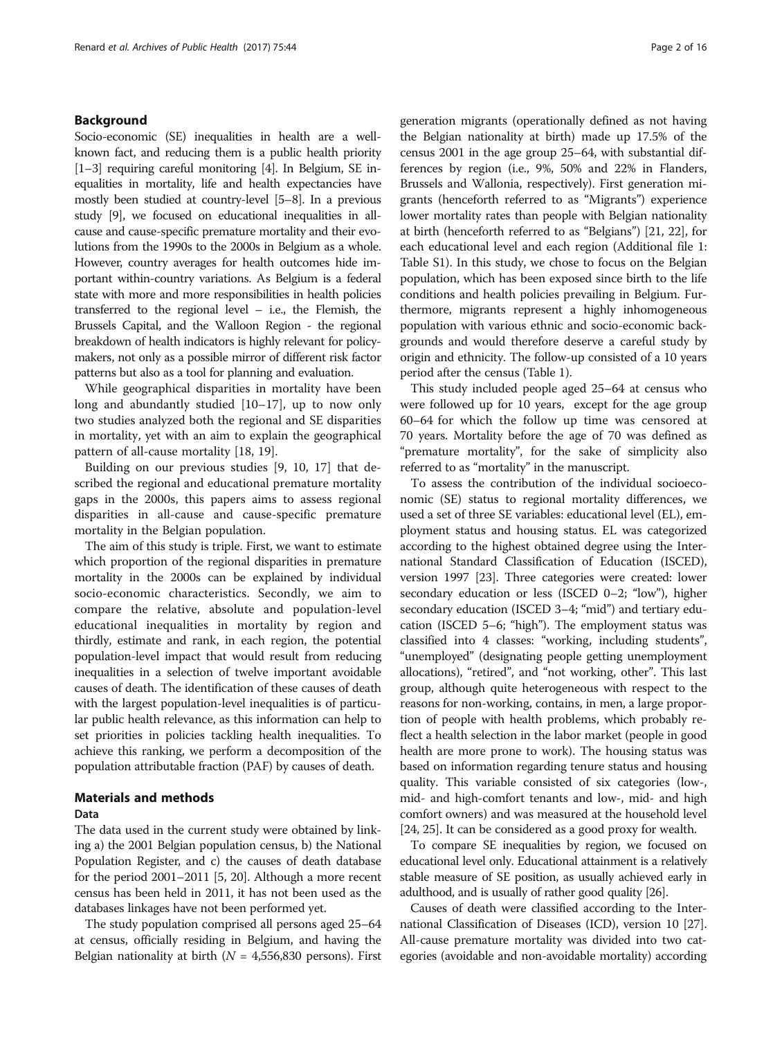## Background

Socio-economic (SE) inequalities in health are a well-known fact, and reducing them is a public health priority [1–3] requiring careful monitoring [4]. In Belgium, SE inequalities in mortality, life and health expectancies have mostly been studied at country-level [5–8]. In a previous study [9], we focused on educational inequalities in all-cause and cause-specific premature mortality and their evolutions from the 1990s to the 2000s in Belgium as a whole. However, country averages for health outcomes hide important within-country variations. As Belgium is a federal state with more and more responsibilities in health policies transferred to the regional level – i.e., the Flemish, the Brussels Capital, and the Walloon Region - the regional breakdown of health indicators is highly relevant for policy-makers, not only as a possible mirror of different risk factor patterns but also as a tool for planning and evaluation.

While geographical disparities in mortality have been long and abundantly studied [10–17], up to now only two studies analyzed both the regional and SE disparities in mortality, yet with an aim to explain the geographical pattern of all-cause mortality [18, 19].

Building on our previous studies [9, 10, 17] that described the regional and educational premature mortality gaps in the 2000s, this papers aims to assess regional disparities in all-cause and cause-specific premature mortality in the Belgian population.

The aim of this study is triple. First, we want to estimate which proportion of the regional disparities in premature mortality in the 2000s can be explained by individual socio-economic characteristics. Secondly, we aim to compare the relative, absolute and population-level educational inequalities in mortality by region and thirdly, estimate and rank, in each region, the potential population-level impact that would result from reducing inequalities in a selection of twelve important avoidable causes of death. The identification of these causes of death with the largest population-level inequalities is of particular public health relevance, as this information can help to set priorities in policies tackling health inequalities. To achieve this ranking, we perform a decomposition of the population attributable fraction (PAF) by causes of death.

## Materials and methods

### Data

The data used in the current study were obtained by linking a) the 2001 Belgian population census, b) the National Population Register, and c) the causes of death database for the period 2001–2011 [5, 20]. Although a more recent census has been held in 2011, it has not been used as the databases linkages have not been performed yet.

The study population comprised all persons aged 25–64 at census, officially residing in Belgium, and having the Belgian nationality at birth (*N* = 4,556,830 persons). First generation migrants (operationally defined as not having the Belgian nationality at birth) made up 17.5% of the census 2001 in the age group 25–64, with substantial differences by region (i.e., 9%, 50% and 22% in Flanders, Brussels and Wallonia, respectively). First generation migrants (henceforth referred to as "Migrants") experience lower mortality rates than people with Belgian nationality at birth (henceforth referred to as "Belgians") [21, 22], for each educational level and each region (Additional file 1: Table S1). In this study, we chose to focus on the Belgian population, which has been exposed since birth to the life conditions and health policies prevailing in Belgium. Furthermore, migrants represent a highly inhomogeneous population with various ethnic and socio-economic backgrounds and would therefore deserve a careful study by origin and ethnicity. The follow-up consisted of a 10 years period after the census (Table 1).

This study included people aged 25–64 at census who were followed up for 10 years, except for the age group 60–64 for which the follow up time was censored at 70 years. Mortality before the age of 70 was defined as "premature mortality", for the sake of simplicity also referred to as "mortality" in the manuscript.

To assess the contribution of the individual socioeconomic (SE) status to regional mortality differences, we used a set of three SE variables: educational level (EL), employment status and housing status. EL was categorized according to the highest obtained degree using the International Standard Classification of Education (ISCED), version 1997 [23]. Three categories were created: lower secondary education or less (ISCED 0–2; "low"), higher secondary education (ISCED 3–4; "mid") and tertiary education (ISCED 5–6; "high"). The employment status was classified into 4 classes: "working, including students", "unemployed" (designating people getting unemployment allocations), "retired", and "not working, other". This last group, although quite heterogeneous with respect to the reasons for non-working, contains, in men, a large proportion of people with health problems, which probably reflect a health selection in the labor market (people in good health are more prone to work). The housing status was based on information regarding tenure status and housing quality. This variable consisted of six categories (low-, mid- and high-comfort tenants and low-, mid- and high comfort owners) and was measured at the household level [24, 25]. It can be considered as a good proxy for wealth.

To compare SE inequalities by region, we focused on educational level only. Educational attainment is a relatively stable measure of SE position, as usually achieved early in adulthood, and is usually of rather good quality [26].

Causes of death were classified according to the International Classification of Diseases (ICD), version 10 [27]. All-cause premature mortality was divided into two categories (avoidable and non-avoidable mortality) according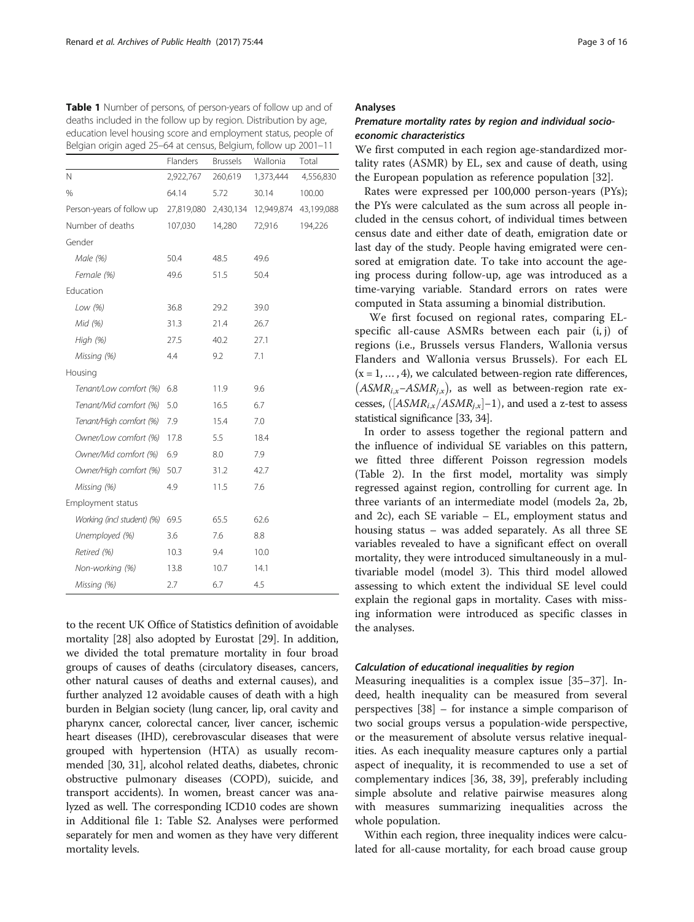**Table 1** Number of persons, of person-years of follow up and of deaths included in the follow up by region. Distribution by age, education level housing score and employment status, people of Belgian origin aged 25–64 at census, Belgium, follow up 2001–11

| | Flanders | Brussels | Wallonia | Total |
|---|---|---|---|---|
| N | 2,922,767 | 260,619 | 1,373,444 | 4,556,830 |
| % | 64.14 | 5.72 | 30.14 | 100.00 |
| Person-years of follow up | 27,819,080 | 2,430,134 | 12,949,874 | 43,199,088 |
| Number of deaths | 107,030 | 14,280 | 72,916 | 194,226 |
| Gender | | | | |
| *Male (%)* | 50.4 | 48.5 | 49.6 | |
| *Female (%)* | 49.6 | 51.5 | 50.4 | |
| Education | | | | |
| *Low (%)* | 36.8 | 29.2 | 39.0 | |
| *Mid (%)* | 31.3 | 21.4 | 26.7 | |
| *High (%)* | 27.5 | 40.2 | 27.1 | |
| *Missing (%)* | 4.4 | 9.2 | 7.1 | |
| Housing | | | | |
| *Tenant/Low comfort (%)* | 6.8 | 11.9 | 9.6 | |
| *Tenant/Mid comfort (%)* | 5.0 | 16.5 | 6.7 | |
| *Tenant/High comfort (%)* | 7.9 | 15.4 | 7.0 | |
| *Owner/Low comfort (%)* | 17.8 | 5.5 | 18.4 | |
| *Owner/Mid comfort (%)* | 6.9 | 8.0 | 7.9 | |
| *Owner/High comfort (%)* | 50.7 | 31.2 | 42.7 | |
| *Missing (%)* | 4.9 | 11.5 | 7.6 | |
| Employment status | | | | |
| *Working (incl student) (%)* | 69.5 | 65.5 | 62.6 | |
| *Unemployed (%)* | 3.6 | 7.6 | 8.8 | |
| *Retired (%)* | 10.3 | 9.4 | 10.0 | |
| *Non-working (%)* | 13.8 | 10.7 | 14.1 | |
| *Missing (%)* | 2.7 | 6.7 | 4.5 | |

to the recent UK Office of Statistics definition of avoidable mortality [28] also adopted by Eurostat [29]. In addition, we divided the total premature mortality in four broad groups of causes of deaths (circulatory diseases, cancers, other natural causes of deaths and external causes), and further analyzed 12 avoidable causes of death with a high burden in Belgian society (lung cancer, lip, oral cavity and pharynx cancer, colorectal cancer, liver cancer, ischemic heart diseases (IHD), cerebrovascular diseases that were grouped with hypertension (HTA) as usually recommended [30, 31], alcohol related deaths, diabetes, chronic obstructive pulmonary diseases (COPD), suicide, and transport accidents). In women, breast cancer was analyzed as well. The corresponding ICD10 codes are shown in Additional file 1: Table S2. Analyses were performed separately for men and women as they have very different mortality levels.

## Analyses

### Premature mortality rates by region and individual socio-economic characteristics

We first computed in each region age-standardized mortality rates (ASMR) by EL, sex and cause of death, using the European population as reference population [32].

Rates were expressed per 100,000 person-years (PYs); the PYs were calculated as the sum across all people included in the census cohort, of individual times between census date and either date of death, emigration date or last day of the study. People having emigrated were censored at emigration date. To take into account the ageing process during follow-up, age was introduced as a time-varying variable. Standard errors on rates were computed in Stata assuming a binomial distribution.

We first focused on regional rates, comparing EL-specific all-cause ASMRs between each pair (i, j) of regions (i.e., Brussels versus Flanders, Wallonia versus Flanders and Wallonia versus Brussels). For each EL ($x = 1, \ldots, 4$), we calculated between-region rate differences, $(ASMR_{i,x} - ASMR_{j,x})$, as well as between-region rate excesses, $([ASMR_{i,x}/ASMR_{j,x}]-1)$, and used a z-test to assess statistical significance [33, 34].

In order to assess together the regional pattern and the influence of individual SE variables on this pattern, we fitted three different Poisson regression models (Table 2). In the first model, mortality was simply regressed against region, controlling for current age. In three variants of an intermediate model (models 2a, 2b, and 2c), each SE variable – EL, employment status and housing status – was added separately. As all three SE variables revealed to have a significant effect on overall mortality, they were introduced simultaneously in a multivariable model (model 3). This third model allowed assessing to which extent the individual SE level could explain the regional gaps in mortality. Cases with missing information were introduced as specific classes in the analyses.

### Calculation of educational inequalities by region

Measuring inequalities is a complex issue [35–37]. Indeed, health inequality can be measured from several perspectives [38] – for instance a simple comparison of two social groups versus a population-wide perspective, or the measurement of absolute versus relative inequalities. As each inequality measure captures only a partial aspect of inequality, it is recommended to use a set of complementary indices [36, 38, 39], preferably including simple absolute and relative pairwise measures along with measures summarizing inequalities across the whole population.

Within each region, three inequality indices were calculated for all-cause mortality, for each broad cause group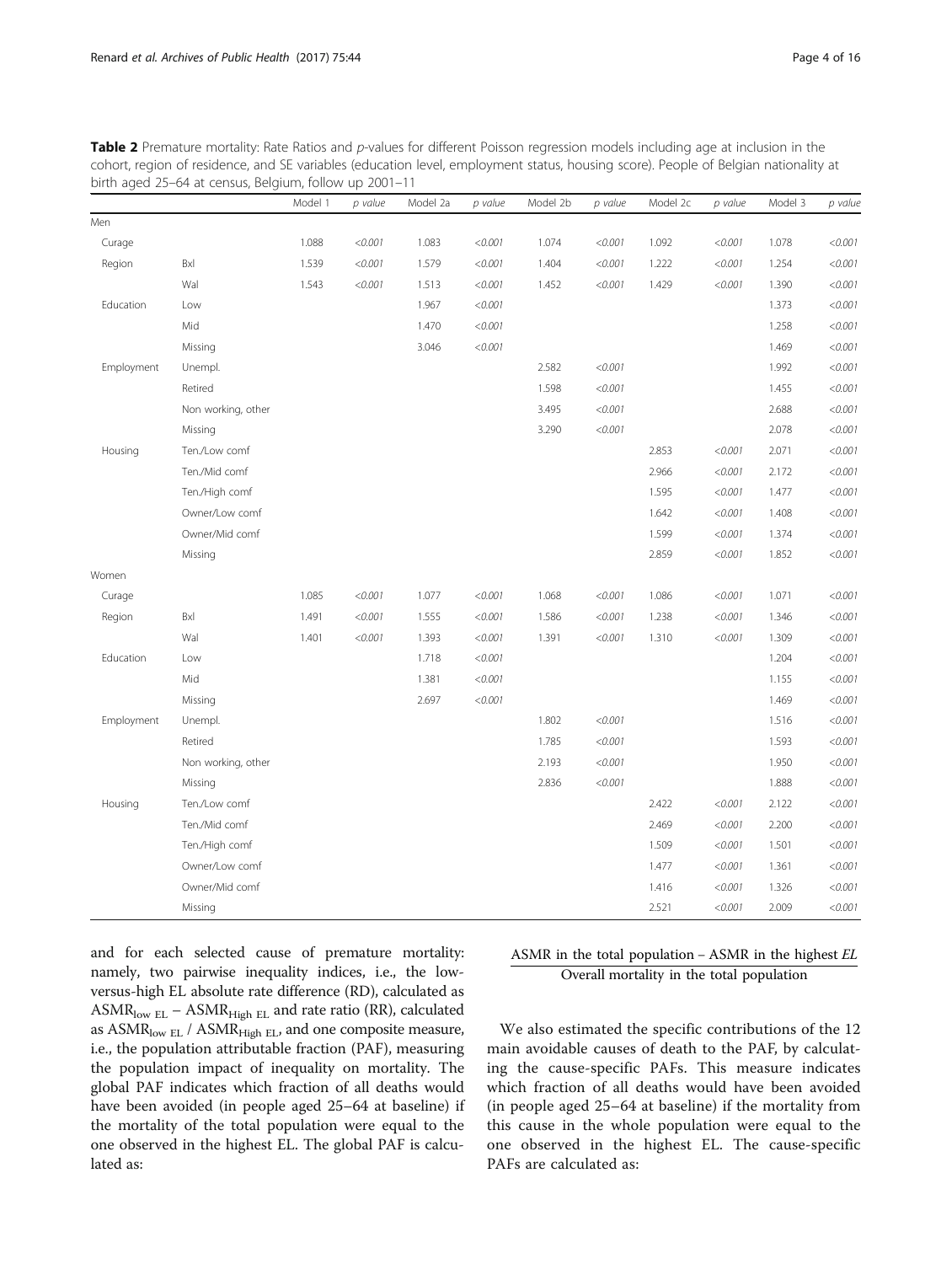**Table 2** Premature mortality: Rate Ratios and *p*-values for different Poisson regression models including age at inclusion in the cohort, region of residence, and SE variables (education level, employment status, housing score). People of Belgian nationality at birth aged 25–64 at census, Belgium, follow up 2001–11

| | | Model 1 | *p value* | Model 2a | *p value* | Model 2b | *p value* | Model 2c | *p value* | Model 3 | *p value* |
|---|---|---|---|---|---|---|---|---|---|---|---|
| Men | | | | | | | | | | | |
| Curage | | 1.088 | *<0.001* | 1.083 | *<0.001* | 1.074 | *<0.001* | 1.092 | *<0.001* | 1.078 | *<0.001* |
| Region | Bxl | 1.539 | *<0.001* | 1.579 | *<0.001* | 1.404 | *<0.001* | 1.222 | *<0.001* | 1.254 | *<0.001* |
| | Wal | 1.543 | *<0.001* | 1.513 | *<0.001* | 1.452 | *<0.001* | 1.429 | *<0.001* | 1.390 | *<0.001* |
| Education | Low | | | 1.967 | *<0.001* | | | | | 1.373 | *<0.001* |
| | Mid | | | 1.470 | *<0.001* | | | | | 1.258 | *<0.001* |
| | Missing | | | 3.046 | *<0.001* | | | | | 1.469 | *<0.001* |
| Employment | Unempl. | | | | | 2.582 | *<0.001* | | | 1.992 | *<0.001* |
| | Retired | | | | | 1.598 | *<0.001* | | | 1.455 | *<0.001* |
| | Non working, other | | | | | 3.495 | *<0.001* | | | 2.688 | *<0.001* |
| | Missing | | | | | 3.290 | *<0.001* | | | 2.078 | *<0.001* |
| Housing | Ten./Low comf | | | | | | | 2.853 | *<0.001* | 2.071 | *<0.001* |
| | Ten./Mid comf | | | | | | | 2.966 | *<0.001* | 2.172 | *<0.001* |
| | Ten./High comf | | | | | | | 1.595 | *<0.001* | 1.477 | *<0.001* |
| | Owner/Low comf | | | | | | | 1.642 | *<0.001* | 1.408 | *<0.001* |
| | Owner/Mid comf | | | | | | | 1.599 | *<0.001* | 1.374 | *<0.001* |
| | Missing | | | | | | | 2.859 | *<0.001* | 1.852 | *<0.001* |
| Women | | | | | | | | | | | |
| Curage | | 1.085 | *<0.001* | 1.077 | *<0.001* | 1.068 | *<0.001* | 1.086 | *<0.001* | 1.071 | *<0.001* |
| Region | Bxl | 1.491 | *<0.001* | 1.555 | *<0.001* | 1.586 | *<0.001* | 1.238 | *<0.001* | 1.346 | *<0.001* |
| | Wal | 1.401 | *<0.001* | 1.393 | *<0.001* | 1.391 | *<0.001* | 1.310 | *<0.001* | 1.309 | *<0.001* |
| Education | Low | | | 1.718 | *<0.001* | | | | | 1.204 | *<0.001* |
| | Mid | | | 1.381 | *<0.001* | | | | | 1.155 | *<0.001* |
| | Missing | | | 2.697 | *<0.001* | | | | | 1.469 | *<0.001* |
| Employment | Unempl. | | | | | 1.802 | *<0.001* | | | 1.516 | *<0.001* |
| | Retired | | | | | 1.785 | *<0.001* | | | 1.593 | *<0.001* |
| | Non working, other | | | | | 2.193 | *<0.001* | | | 1.950 | *<0.001* |
| | Missing | | | | | 2.836 | *<0.001* | | | 1.888 | *<0.001* |
| Housing | Ten./Low comf | | | | | | | 2.422 | *<0.001* | 2.122 | *<0.001* |
| | Ten./Mid comf | | | | | | | 2.469 | *<0.001* | 2.200 | *<0.001* |
| | Ten./High comf | | | | | | | 1.509 | *<0.001* | 1.501 | *<0.001* |
| | Owner/Low comf | | | | | | | 1.477 | *<0.001* | 1.361 | *<0.001* |
| | Owner/Mid comf | | | | | | | 1.416 | *<0.001* | 1.326 | *<0.001* |
| | Missing | | | | | | | 2.521 | *<0.001* | 2.009 | *<0.001* |

and for each selected cause of premature mortality: namely, two pairwise inequality indices, i.e., the low-versus-high EL absolute rate difference (RD), calculated as $ASMR_{low\ EL} - ASMR_{High\ EL}$ and rate ratio (RR), calculated as $ASMR_{low\ EL} / ASMR_{High\ EL}$, and one composite measure, i.e., the population attributable fraction (PAF), measuring the population impact of inequality on mortality. The global PAF indicates which fraction of all deaths would have been avoided (in people aged 25–64 at baseline) if the mortality of the total population were equal to the one observed in the highest EL. The global PAF is calculated as:

$$\frac{\text{ASMR in the total population} - \text{ASMR in the highest } EL}{\text{Overall mortality in the total population}}$$

We also estimated the specific contributions of the 12 main avoidable causes of death to the PAF, by calculating the cause-specific PAFs. This measure indicates which fraction of all deaths would have been avoided (in people aged 25–64 at baseline) if the mortality from this cause in the whole population were equal to the one observed in the highest EL. The cause-specific PAFs are calculated as: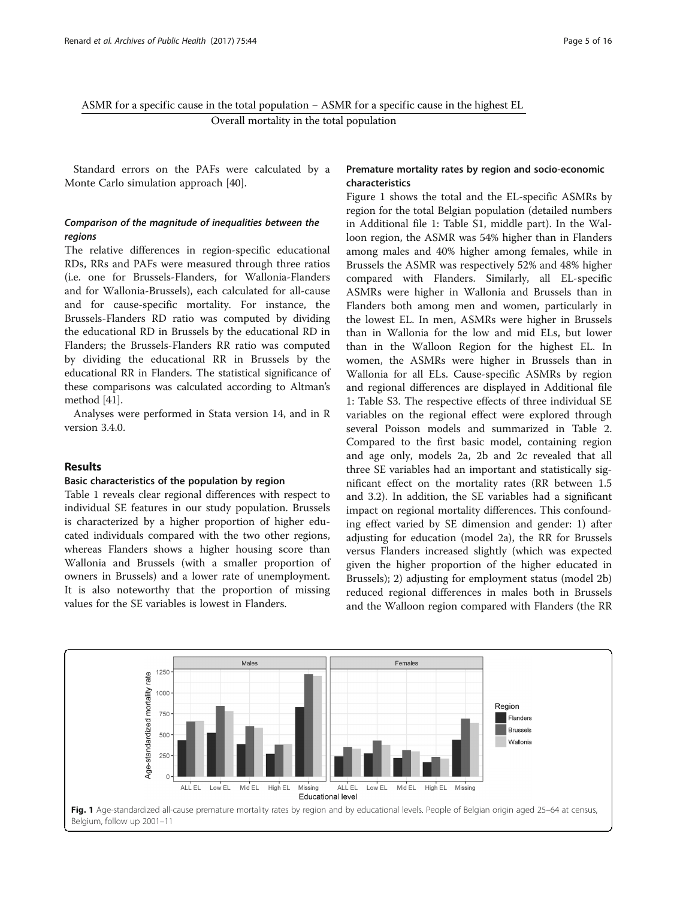$$\frac{\text{ASMR for a specific cause in the total population} - \text{ASMR for a specific cause in the highest EL}}{\text{Overall mortality in the total population}}$$

Standard errors on the PAFs were calculated by a Monte Carlo simulation approach [40].

#### *Comparison of the magnitude of inequalities between the regions*

The relative differences in region-specific educational RDs, RRs and PAFs were measured through three ratios (i.e. one for Brussels-Flanders, for Wallonia-Flanders and for Wallonia-Brussels), each calculated for all-cause and for cause-specific mortality. For instance, the Brussels-Flanders RD ratio was computed by dividing the educational RD in Brussels by the educational RD in Flanders; the Brussels-Flanders RR ratio was computed by dividing the educational RR in Brussels by the educational RR in Flanders. The statistical significance of these comparisons was calculated according to Altman's method [41].

Analyses were performed in Stata version 14, and in R version 3.4.0.

## Results

### Basic characteristics of the population by region

Table 1 reveals clear regional differences with respect to individual SE features in our study population. Brussels is characterized by a higher proportion of higher educated individuals compared with the two other regions, whereas Flanders shows a higher housing score than Wallonia and Brussels (with a smaller proportion of owners in Brussels) and a lower rate of unemployment. It is also noteworthy that the proportion of missing values for the SE variables is lowest in Flanders.

### Premature mortality rates by region and socio-economic characteristics

Figure 1 shows the total and the EL-specific ASMRs by region for the total Belgian population (detailed numbers in Additional file 1: Table S1, middle part). In the Walloon region, the ASMR was 54% higher than in Flanders among males and 40% higher among females, while in Brussels the ASMR was respectively 52% and 48% higher compared with Flanders. Similarly, all EL-specific ASMRs were higher in Wallonia and Brussels than in Flanders both among men and women, particularly in the lowest EL. In men, ASMRs were higher in Brussels than in Wallonia for the low and mid ELs, but lower than in the Walloon Region for the highest EL. In women, the ASMRs were higher in Brussels than in Wallonia for all ELs. Cause-specific ASMRs by region and regional differences are displayed in Additional file 1: Table S3. The respective effects of three individual SE variables on the regional effect were explored through several Poisson models and summarized in Table 2. Compared to the first basic model, containing region and age only, models 2a, 2b and 2c revealed that all three SE variables had an important and statistically significant effect on the mortality rates (RR between 1.5 and 3.2). In addition, the SE variables had a significant impact on regional mortality differences. This confounding effect varied by SE dimension and gender: 1) after adjusting for education (model 2a), the RR for Brussels versus Flanders increased slightly (which was expected given the higher proportion of the higher educated in Brussels); 2) adjusting for employment status (model 2b) reduced regional differences in males both in Brussels and the Walloon region compared with Flanders (the RR

**Fig. 1** Age-standardized all-cause premature mortality rates by region and by educational levels. People of Belgian origin aged 25–64 at census, Belgium, follow up 2001–11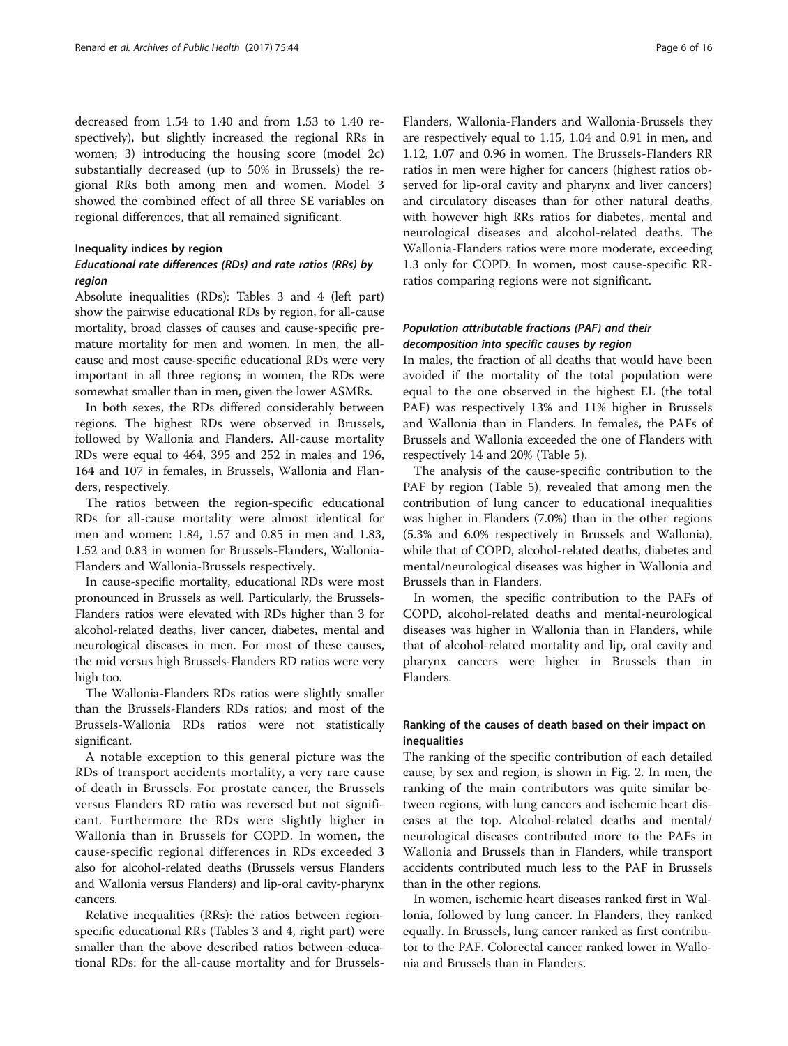decreased from 1.54 to 1.40 and from 1.53 to 1.40 respectively), but slightly increased the regional RRs in women; 3) introducing the housing score (model 2c) substantially decreased (up to 50% in Brussels) the regional RRs both among men and women. Model 3 showed the combined effect of all three SE variables on regional differences, that all remained significant.

### Inequality indices by region

#### *Educational rate differences (RDs) and rate ratios (RRs) by region*

Absolute inequalities (RDs): Tables 3 and 4 (left part) show the pairwise educational RDs by region, for all-cause mortality, broad classes of causes and cause-specific premature mortality for men and women. In men, the all-cause and most cause-specific educational RDs were very important in all three regions; in women, the RDs were somewhat smaller than in men, given the lower ASMRs.

In both sexes, the RDs differed considerably between regions. The highest RDs were observed in Brussels, followed by Wallonia and Flanders. All-cause mortality RDs were equal to 464, 395 and 252 in males and 196, 164 and 107 in females, in Brussels, Wallonia and Flanders, respectively.

The ratios between the region-specific educational RDs for all-cause mortality were almost identical for men and women: 1.84, 1.57 and 0.85 in men and 1.83, 1.52 and 0.83 in women for Brussels-Flanders, Wallonia-Flanders and Wallonia-Brussels respectively.

In cause-specific mortality, educational RDs were most pronounced in Brussels as well. Particularly, the Brussels-Flanders ratios were elevated with RDs higher than 3 for alcohol-related deaths, liver cancer, diabetes, mental and neurological diseases in men. For most of these causes, the mid versus high Brussels-Flanders RD ratios were very high too.

The Wallonia-Flanders RDs ratios were slightly smaller than the Brussels-Flanders RDs ratios; and most of the Brussels-Wallonia RDs ratios were not statistically significant.

A notable exception to this general picture was the RDs of transport accidents mortality, a very rare cause of death in Brussels. For prostate cancer, the Brussels versus Flanders RD ratio was reversed but not significant. Furthermore the RDs were slightly higher in Wallonia than in Brussels for COPD. In women, the cause-specific regional differences in RDs exceeded 3 also for alcohol-related deaths (Brussels versus Flanders and Wallonia versus Flanders) and lip-oral cavity-pharynx cancers.

Relative inequalities (RRs): the ratios between region-specific educational RRs (Tables 3 and 4, right part) were smaller than the above described ratios between educational RDs: for the all-cause mortality and for Brussels-Flanders, Wallonia-Flanders and Wallonia-Brussels they are respectively equal to 1.15, 1.04 and 0.91 in men, and 1.12, 1.07 and 0.96 in women. The Brussels-Flanders RR ratios in men were higher for cancers (highest ratios observed for lip-oral cavity and pharynx and liver cancers) and circulatory diseases than for other natural deaths, with however high RRs ratios for diabetes, mental and neurological diseases and alcohol-related deaths. The Wallonia-Flanders ratios were more moderate, exceeding 1.3 only for COPD. In women, most cause-specific RR-ratios comparing regions were not significant.

#### *Population attributable fractions (PAF) and their decomposition into specific causes by region*

In males, the fraction of all deaths that would have been avoided if the mortality of the total population were equal to the one observed in the highest EL (the total PAF) was respectively 13% and 11% higher in Brussels and Wallonia than in Flanders. In females, the PAFs of Brussels and Wallonia exceeded the one of Flanders with respectively 14 and 20% (Table 5).

The analysis of the cause-specific contribution to the PAF by region (Table 5), revealed that among men the contribution of lung cancer to educational inequalities was higher in Flanders (7.0%) than in the other regions (5.3% and 6.0% respectively in Brussels and Wallonia), while that of COPD, alcohol-related deaths, diabetes and mental/neurological diseases was higher in Wallonia and Brussels than in Flanders.

In women, the specific contribution to the PAFs of COPD, alcohol-related deaths and mental-neurological diseases was higher in Wallonia than in Flanders, while that of alcohol-related mortality and lip, oral cavity and pharynx cancers were higher in Brussels than in Flanders.

### Ranking of the causes of death based on their impact on inequalities

The ranking of the specific contribution of each detailed cause, by sex and region, is shown in Fig. 2. In men, the ranking of the main contributors was quite similar between regions, with lung cancers and ischemic heart diseases at the top. Alcohol-related deaths and mental/neurological diseases contributed more to the PAFs in Wallonia and Brussels than in Flanders, while transport accidents contributed much less to the PAF in Brussels than in the other regions.

In women, ischemic heart diseases ranked first in Wallonia, followed by lung cancer. In Flanders, they ranked equally. In Brussels, lung cancer ranked as first contributor to the PAF. Colorectal cancer ranked lower in Wallonia and Brussels than in Flanders.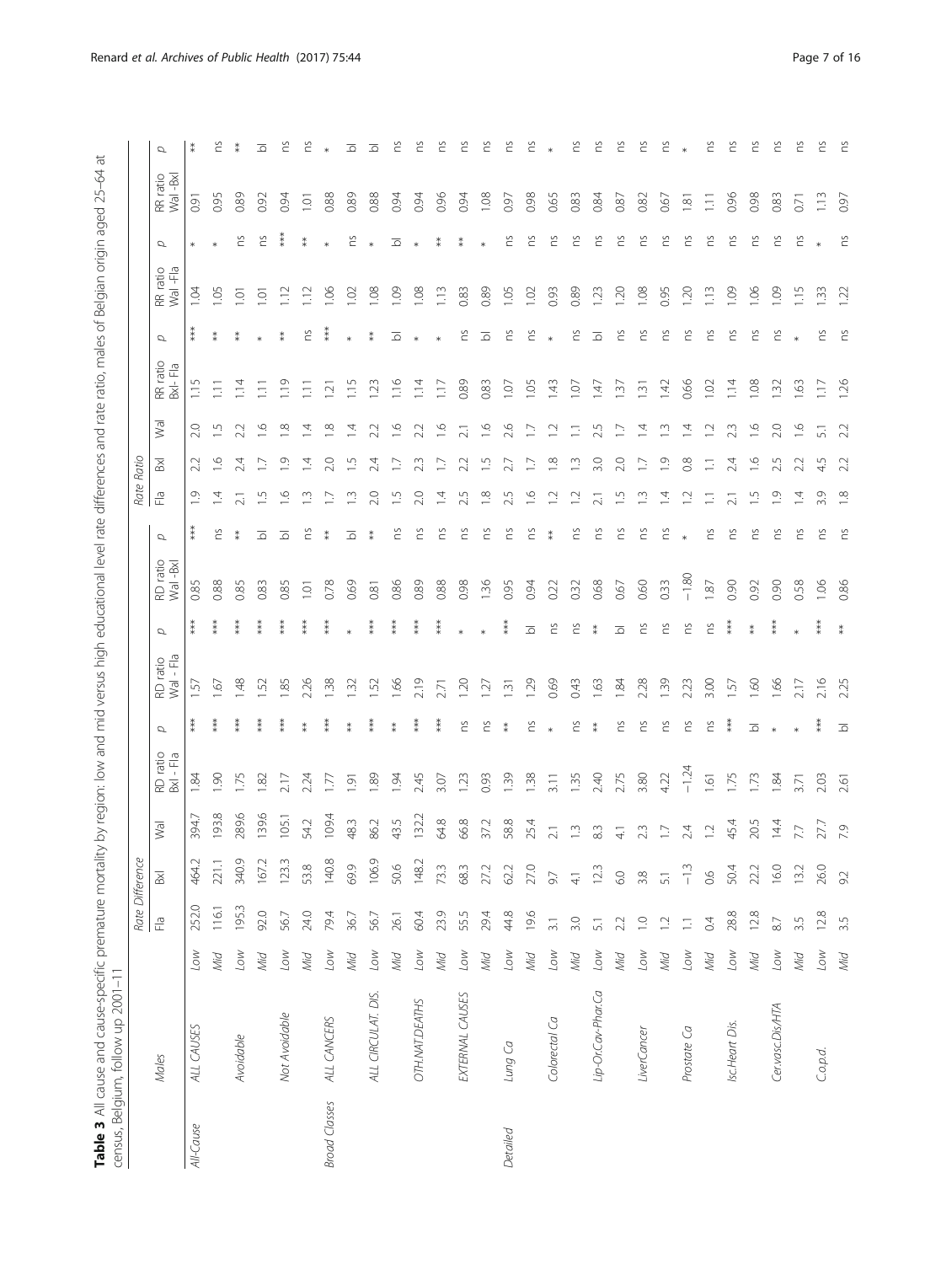**Table 3** All cause and cause-specific premature mortality by region: low and mid versus high educational level rate differences and rate ratio, males of Belgian origin aged 25–64 at census, Belgium, follow up 2001–11

| | Males | | Rate Difference | | | | | | | | | Rate Ratio | | | | | | | | |
|---|---|---|---|---|---|---|---|---|---|---|---|---|---|---|---|---|---|---|---|---|
| | | | Fla | Bxl | Wal | RD ratio Bxl - Fla | p | RD ratio Wal - Fla | p | RD ratio Wal -Bxl | p | Fla | Bxl | Wal | RR ratio Bxl- Fla | p | RR ratio Wal -Fla | p | RR ratio Wal -Bxl | p |
| All-Cause | ALL CAUSES | Low | 252.0 | 464.2 | 394.7 | 1.84 | *** | 1.57 | *** | 0.85 | *** | 1.9 | 2.2 | 2.0 | 1.15 | *** | 1.04 | * | 0.91 | ** |
| | | Mid | 116.1 | 221.1 | 193.8 | 1.90 | *** | 1.67 | *** | 0.88 | ns | 1.4 | 1.6 | 1.5 | 1.11 | ** | 1.05 | * | 0.95 | ns |
| | Avoidable | Low | 195.3 | 340.9 | 289.6 | 1.75 | *** | 1.48 | *** | 0.85 | ** | 2.1 | 2.4 | 2.2 | 1.14 | ** | 1.01 | ns | 0.89 | ** |
| | | Mid | 92.0 | 167.2 | 139.6 | 1.82 | *** | 1.52 | *** | 0.83 | bl | 1.5 | 1.7 | 1.6 | 1.11 | * | 1.01 | ns | 0.92 | bl |
| | Not Avoidable | Low | 56.7 | 123.3 | 105.1 | 2.17 | *** | 1.85 | *** | 0.85 | bl | 1.6 | 1.9 | 1.8 | 1.19 | ** | 1.12 | *** | 0.94 | ns |
| | | Mid | 24.0 | 53.8 | 54.2 | 2.24 | ** | 2.26 | *** | 1.01 | ns | 1.3 | 1.4 | 1.4 | 1.11 | ns | 1.12 | ** | 1.01 | ns |
| Broad Classes | ALL CANCERS | Low | 79.4 | 140.8 | 109.4 | 1.77 | *** | 1.38 | *** | 0.78 | ** | 1.7 | 2.0 | 1.8 | 1.21 | *** | 1.06 | * | 0.88 | * |
| | | Mid | 36.7 | 69.9 | 48.3 | 1.91 | ** | 1.32 | * | 0.69 | bl | 1.3 | 1.5 | 1.4 | 1.15 | * | 1.02 | ns | 0.89 | bl |
| | ALL CIRCULAT. DIS. | Low | 56.7 | 106.9 | 86.2 | 1.89 | *** | 1.52 | *** | 0.81 | ** | 2.0 | 2.4 | 2.2 | 1.23 | ** | 1.08 | * | 0.88 | bl |
| | | Mid | 26.1 | 50.6 | 43.5 | 1.94 | ** | 1.66 | *** | 0.86 | ns | 1.5 | 1.7 | 1.6 | 1.16 | bl | 1.09 | bl | 0.94 | ns |
| | OTH.NAT.DEATHS | Low | 60.4 | 148.2 | 132.2 | 2.45 | *** | 2.19 | *** | 0.89 | ns | 2.0 | 2.3 | 2.2 | 1.14 | * | 1.08 | * | 0.94 | ns |
| | | Mid | 23.9 | 73.3 | 64.8 | 3.07 | *** | 2.71 | *** | 0.88 | ns | 1.4 | 1.7 | 1.6 | 1.17 | * | 1.13 | ** | 0.96 | ns |
| | EXTERNAL CAUSES | Low | 55.5 | 68.3 | 66.8 | 1.23 | ns | 1.20 | * | 0.98 | ns | 2.5 | 2.2 | 2.1 | 0.89 | ns | 0.83 | ** | 0.94 | ns |
| | | Mid | 29.4 | 27.2 | 37.2 | 0.93 | ns | 1.27 | * | 1.36 | ns | 1.8 | 1.5 | 1.6 | 0.83 | bl | 0.89 | * | 1.08 | ns |
| Detailed | Lung Ca | Low | 44.8 | 62.2 | 58.8 | 1.39 | ** | 1.31 | *** | 0.95 | ns | 2.5 | 2.7 | 2.6 | 1.07 | ns | 1.05 | ns | 0.97 | ns |
| | | Mid | 19.6 | 27.0 | 25.4 | 1.38 | ns | 1.29 | bl | 0.94 | ns | 1.6 | 1.7 | 1.7 | 1.05 | ns | 1.02 | ns | 0.98 | ns |
| | Colorectal Ca | Low | 3.1 | 9.7 | 2.1 | 3.11 | * | 0.69 | ns | 0.22 | ** | 1.2 | 1.8 | 1.2 | 1.43 | * | 0.93 | ns | 0.65 | * |
| | | Mid | 3.0 | 4.1 | 1.3 | 1.35 | ns | 0.43 | ns | 0.32 | ns | 1.2 | 1.3 | 1.1 | 1.07 | ns | 0.89 | ns | 0.83 | ns |
| | Lip-Or.Cav-Phar.Ca | Low | 5.1 | 12.3 | 8.3 | 2.40 | ** | 1.63 | ** | 0.68 | ns | 2.1 | 3.0 | 2.5 | 1.47 | bl | 1.23 | ns | 0.84 | ns |
| | | Mid | 2.2 | 6.0 | 4.1 | 2.75 | ns | 1.84 | bl | 0.67 | ns | 1.5 | 2.0 | 1.7 | 1.37 | ns | 1.20 | ns | 0.87 | ns |
| | LiverCancer | Low | 1.0 | 3.8 | 2.3 | 3.80 | ns | 2.28 | ns | 0.60 | ns | 1.3 | 1.7 | 1.4 | 1.31 | ns | 1.08 | ns | 0.82 | ns |
| | | Mid | 1.2 | 5.1 | 1.7 | 4.22 | ns | 1.39 | ns | 0.33 | ns | 1.4 | 1.9 | 1.3 | 1.42 | ns | 0.95 | ns | 0.67 | ns |
| | Prostate Ca | Low | 1.1 | −1.3 | 2.4 | −1.24 | ns | 2.23 | ns | −1.80 | * | 1.2 | 0.8 | 1.4 | 0.66 | ns | 1.20 | ns | 1.81 | * |
| | | Mid | 0.4 | 0.6 | 1.2 | 1.61 | ns | 3.00 | ns | 1.87 | ns | 1.1 | 1.1 | 1.2 | 1.02 | ns | 1.13 | ns | 1.11 | ns |
| | Isc.Heart Dis. | Low | 28.8 | 50.4 | 45.4 | 1.75 | *** | 1.57 | *** | 0.90 | ns | 2.1 | 2.4 | 2.3 | 1.14 | ns | 1.09 | ns | 0.96 | ns |
| | | Mid | 12.8 | 22.2 | 20.5 | 1.73 | bl | 1.60 | ** | 0.92 | ns | 1.5 | 1.6 | 1.6 | 1.08 | ns | 1.06 | ns | 0.98 | ns |
| | Cer.vasc.Dis/HTA | Low | 8.7 | 16.0 | 14.4 | 1.84 | * | 1.66 | *** | 0.90 | ns | 1.9 | 2.5 | 2.0 | 1.32 | ns | 1.09 | ns | 0.83 | ns |
| | | Mid | 3.5 | 13.2 | 7.7 | 3.71 | * | 2.17 | * | 0.58 | ns | 1.4 | 2.2 | 1.6 | 1.63 | * | 1.15 | ns | 0.71 | ns |
| | C.o.p.d. | Low | 12.8 | 26.0 | 27.7 | 2.03 | *** | 2.16 | *** | 1.06 | ns | 3.9 | 4.5 | 5.1 | 1.17 | ns | 1.33 | * | 1.13 | ns |
| | | Mid | 3.5 | 9.2 | 7.9 | 2.61 | bl | 2.25 | ** | 0.86 | ns | 1.8 | 2.2 | 2.2 | 1.26 | ns | 1.22 | ns | 0.97 | ns |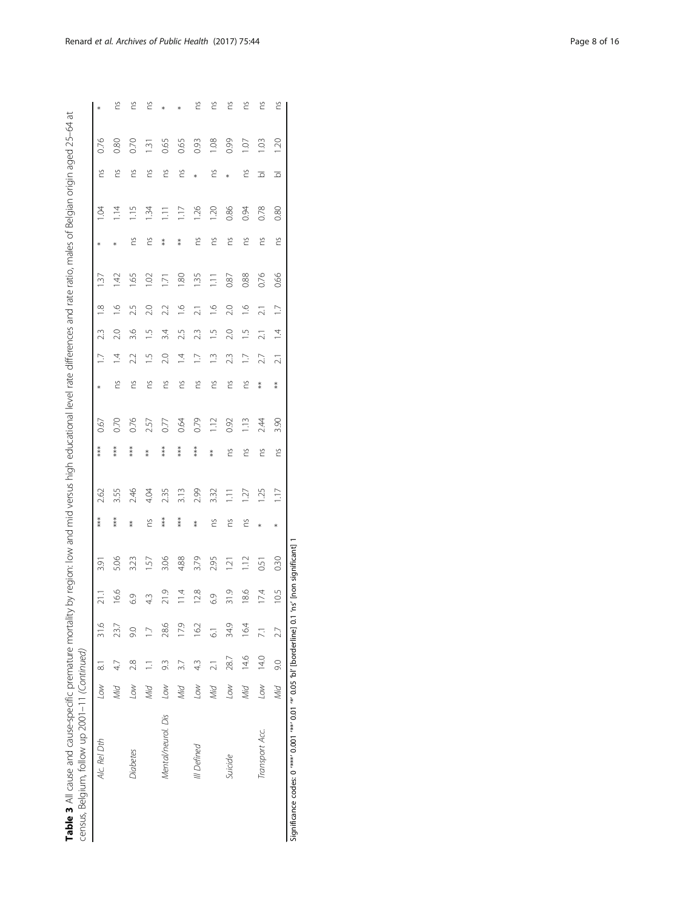**Table 3** All cause and cause-specific premature mortality by region: low and mid versus high educational level rate differences and rate ratio, males of Belgian origin aged 25–64 at census, Belgium, follow up 2001–11 *(Continued)*

| | | | | | | | | | | | | | | | | | | | | | |
|---|---|---|---|---|---|---|---|---|---|---|---|---|---|---|---|---|---|---|---|---|---|
| *Alc. Rel Dth* | *Low* | 8.1 | 31.6 | 21.1 | 3.91 | *** | 2.62 | *** | 0.67 | * | 1.7 | 2.3 | 1.8 | 1.37 | * | 1.04 | ns | 0.76 | * |
| | *Mid* | 4.7 | 23.7 | 16.6 | 5.06 | *** | 3.55 | *** | 0.70 | ns | 1.4 | 2.0 | 1.6 | 1.42 | * | 1.14 | ns | 0.80 | ns |
| *Diabetes* | *Low* | 2.8 | 9.0 | 6.9 | 3.23 | ** | 2.46 | *** | 0.76 | ns | 2.2 | 3.6 | 2.5 | 1.65 | ns | 1.15 | ns | 0.70 | ns |
| | *Mid* | 1.1 | 1.7 | 4.3 | 1.57 | ns | 4.04 | ** | 2.57 | ns | 1.5 | 1.5 | 2.0 | 1.02 | ns | 1.34 | ns | 1.31 | ns |
| *Mental/neurol. Dis* | *Low* | 9.3 | 28.6 | 21.9 | 3.06 | *** | 2.35 | *** | 0.77 | ns | 2.0 | 3.4 | 2.2 | 1.71 | ** | 1.11 | ns | 0.65 | * |
| | *Mid* | 3.7 | 17.9 | 11.4 | 4.88 | *** | 3.13 | *** | 0.64 | ns | 1.4 | 2.5 | 1.6 | 1.80 | ** | 1.17 | ns | 0.65 | * |
| *Ill Defined* | *Low* | 4.3 | 16.2 | 12.8 | 3.79 | ** | 2.99 | *** | 0.79 | ns | 1.7 | 2.3 | 2.1 | 1.35 | ns | 1.26 | * | 0.93 | ns |
| | *Mid* | 2.1 | 6.1 | 6.9 | 2.95 | ns | 3.32 | ** | 1.12 | ns | 1.3 | 1.5 | 1.6 | 1.11 | ns | 1.20 | ns | 1.08 | ns |
| *Suicide* | *Low* | 28.7 | 34.9 | 31.9 | 1.21 | ns | 1.11 | ns | 0.92 | ns | 2.3 | 2.0 | 2.0 | 0.87 | ns | 0.86 | * | 0.99 | ns |
| | *Mid* | 14.6 | 16.4 | 18.6 | 1.12 | ns | 1.27 | ns | 1.13 | ns | 1.7 | 1.5 | 1.6 | 0.88 | ns | 0.94 | ns | 1.07 | ns |
| *Transport Acc.* | *Low* | 14.0 | 7.1 | 17.4 | 0.51 | * | 1.25 | ns | 2.44 | ** | 2.7 | 2.1 | 2.1 | 0.76 | ns | 0.78 | bl | 1.03 | ns |
| | *Mid* | 9.0 | 2.7 | 10.5 | 0.30 | * | 1.17 | ns | 3.90 | ** | 2.1 | 1.4 | 1.7 | 0.66 | ns | 0.80 | bl | 1.20 | ns |

Significance codes: 0 '***' 0.001 '**' 0.01 '*' 0.05 'bl' [borderline] 0.1 'ns' [non significant] 1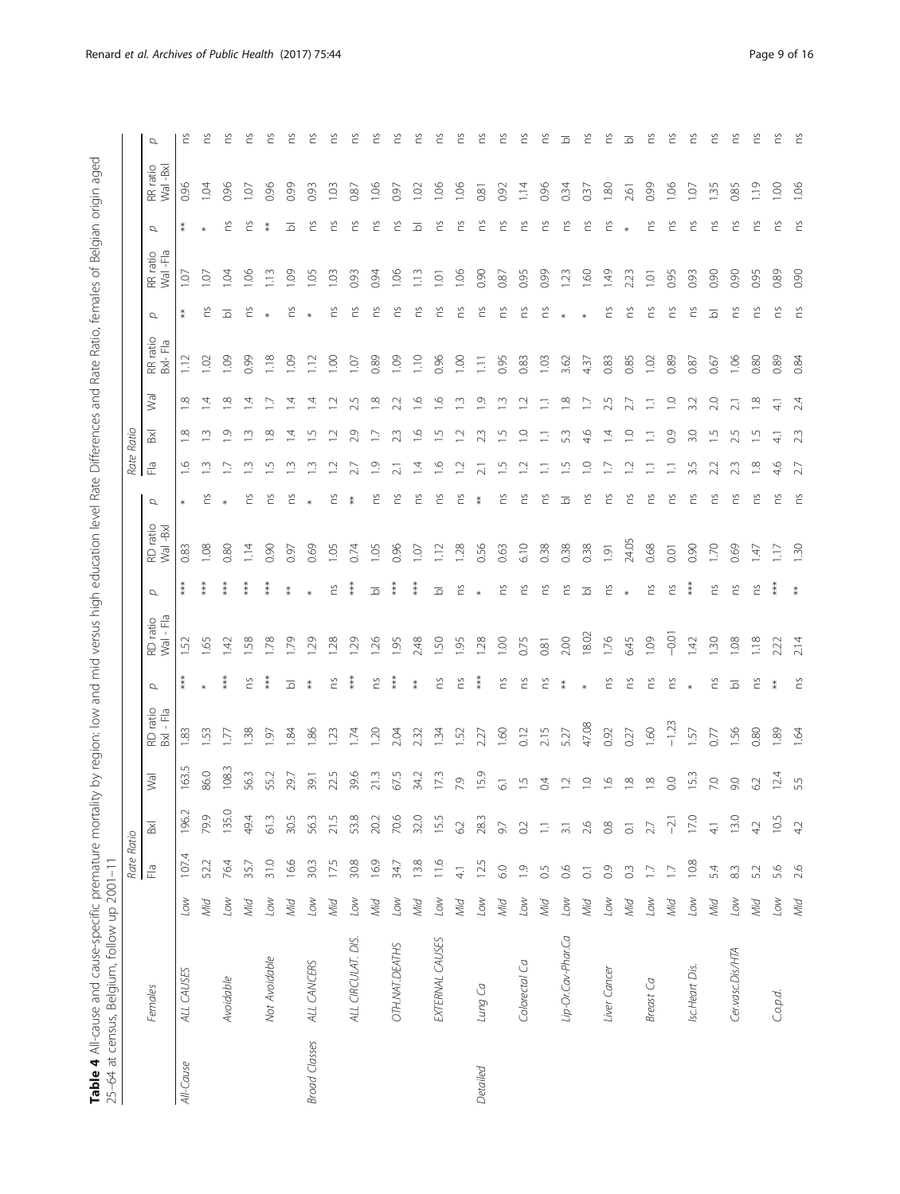**Table 4** All-cause and cause-specific premature mortality by region: low and mid versus high education level Rate Differences and Rate Ratio, females of Belgian origin aged 25–64 at census, Belgium, follow up 2001–11

| | Females | | Rate Ratio | | | | | | | | | | Rate Ratio | | | | | | | | |
|---|---|---|---|---|---|---|---|---|---|---|---|---|---|---|---|---|---|---|---|---|---|
| | | | Fla | Bxl | Wal | RD ratio Bxl - Fla | p | RD ratio Wal - Fla | p | RD ratio Wal -Bxl | p | | Fla | Bxl | Wal | RR ratio Bxl- Fla | p | RR ratio Wal -Fla | p | RR ratio Wal -Bxl | p |
| All-Cause | ALL CAUSES | Low | 107.4 | 196.2 | 163.5 | 1.83 | *** | 1.52 | *** | 0.83 | * | | 1.6 | 1.8 | 1.8 | 1.12 | ** | 1.07 | ** | 0.96 | ns |
| | | Mid | 52.2 | 79.9 | 86.0 | 1.53 | * | 1.65 | *** | 1.08 | ns | | 1.3 | 1.3 | 1.4 | 1.02 | ns | 1.07 | * | 1.04 | ns |
| | Avoidable | Low | 76.4 | 135.0 | 108.3 | 1.77 | *** | 1.42 | *** | 0.80 | * | | 1.7 | 1.9 | 1.8 | 1.09 | bl | 1.04 | ns | 0.96 | ns |
| | | Mid | 35.7 | 49.4 | 56.3 | 1.38 | ns | 1.58 | *** | 1.14 | ns | | 1.3 | 1.3 | 1.4 | 0.99 | ns | 1.06 | ns | 1.07 | ns |
| | Not Avoidable | Low | 31.0 | 61.3 | 55.2 | 1.97 | *** | 1.78 | *** | 0.90 | ns | | 1.5 | 1.8 | 1.7 | 1.18 | * | 1.13 | ** | 0.96 | ns |
| | | Mid | 16.6 | 30.5 | 29.7 | 1.84 | bl | 1.79 | ** | 0.97 | ns | | 1.3 | 1.4 | 1.4 | 1.09 | ns | 1.09 | bl | 0.99 | ns |
| Broad Classes | ALL CANCERS | Low | 30.3 | 56.3 | 39.1 | 1.86 | ** | 1.29 | * | 0.69 | * | | 1.3 | 1.5 | 1.4 | 1.12 | * | 1.05 | ns | 0.93 | ns |
| | | Mid | 17.5 | 21.5 | 22.5 | 1.23 | ns | 1.28 | ns | 1.05 | ns | | 1.2 | 1.2 | 1.2 | 1.00 | ns | 1.03 | ns | 1.03 | ns |
| | ALL CIRCULAT. DIS. | Low | 30.8 | 53.8 | 39.6 | 1.74 | *** | 1.29 | *** | 0.74 | ** | | 2.7 | 2.9 | 2.5 | 1.07 | ns | 0.93 | ns | 0.87 | ns |
| | | Mid | 16.9 | 20.2 | 21.3 | 1.20 | ns | 1.26 | bl | 1.05 | ns | | 1.9 | 1.7 | 1.8 | 0.89 | ns | 0.94 | ns | 1.06 | ns |
| | OTH.NAT.DEATHS | Low | 34.7 | 70.6 | 67.5 | 2.04 | *** | 1.95 | *** | 0.96 | ns | | 2.1 | 2.3 | 2.2 | 1.09 | ns | 1.06 | ns | 0.97 | ns |
| | | Mid | 13.8 | 32.0 | 34.2 | 2.32 | ** | 2.48 | *** | 1.07 | ns | | 1.4 | 1.6 | 1.6 | 1.10 | ns | 1.13 | bl | 1.02 | ns |
| | EXTERNAL CAUSES | Low | 11.6 | 15.5 | 17.3 | 1.34 | ns | 1.50 | bl | 1.12 | ns | | 1.6 | 1.5 | 1.6 | 0.96 | ns | 1.01 | ns | 1.06 | ns |
| | | Mid | 4.1 | 6.2 | 7.9 | 1.52 | ns | 1.95 | ns | 1.28 | ns | | 1.2 | 1.2 | 1.3 | 1.00 | ns | 1.06 | ns | 1.06 | ns |
| Detailed | Lung Ca | Low | 12.5 | 28.3 | 15.9 | 2.27 | *** | 1.28 | * | 0.56 | ** | | 2.1 | 2.3 | 1.9 | 1.11 | ns | 0.90 | ns | 0.81 | ns |
| | | Mid | 6.0 | 9.7 | 6.1 | 1.60 | ns | 1.00 | ns | 0.63 | ns | | 1.5 | 1.5 | 1.3 | 0.95 | ns | 0.87 | ns | 0.92 | ns |
| | Colorectal Ca | Low | 1.9 | 0.2 | 1.5 | 0.12 | ns | 0.75 | ns | 6.10 | ns | | 1.2 | 1.0 | 1.2 | 0.83 | ns | 0.95 | ns | 1.14 | ns |
| | | Mid | 0.5 | 1.1 | 0.4 | 2.15 | ns | 0.81 | ns | 0.38 | ns | | 1.1 | 1.1 | 1.1 | 1.03 | ns | 0.99 | ns | 0.96 | ns |
| | Lip-Or.Cav-Phar.Ca | Low | 0.6 | 3.1 | 1.2 | 5.27 | ** | 2.00 | ns | 0.38 | bl | | 1.5 | 5.3 | 1.8 | 3.62 | * | 1.23 | ns | 0.34 | bl |
| | | Mid | 0.1 | 2.6 | 1.0 | 47.08 | * | 18.02 | bl | 0.38 | ns | | 1.0 | 4.6 | 1.7 | 4.37 | * | 1.60 | ns | 0.37 | ns |
| | Liver Cancer | Low | 0.9 | 0.8 | 1.6 | 0.92 | ns | 1.76 | ns | 1.91 | ns | | 1.7 | 1.4 | 2.5 | 0.83 | ns | 1.49 | ns | 1.80 | ns |
| | | Mid | 0.3 | 0.1 | 1.8 | 0.27 | ns | 6.45 | * | 24.05 | ns | | 1.2 | 1.0 | 2.7 | 0.85 | ns | 2.23 | * | 2.61 | bl |
| | Breast Ca | Low | 1.7 | 2.7 | 1.8 | 1.60 | ns | 1.09 | ns | 0.68 | ns | | 1.1 | 1.1 | 1.1 | 1.02 | ns | 1.01 | ns | 0.99 | ns |
| | | Mid | 1.7 | −2.1 | 0.0 | −1.23 | ns | −0.01 | ns | 0.01 | ns | | 1.1 | 0.9 | 1.0 | 0.89 | ns | 0.95 | ns | 1.06 | ns |
| | Isc.Heart Dis. | Low | 10.8 | 17.0 | 15.3 | 1.57 | * | 1.42 | *** | 0.90 | ns | | 3.5 | 3.0 | 3.2 | 0.87 | ns | 0.93 | ns | 1.07 | ns |
| | | Mid | 5.4 | 4.1 | 7.0 | 0.77 | ns | 1.30 | ns | 1.70 | ns | | 2.2 | 1.5 | 2.0 | 0.67 | bl | 0.90 | ns | 1.35 | ns |
| | Cer.vasc.Dis/HTA | Low | 8.3 | 13.0 | 9.0 | 1.56 | bl | 1.08 | ns | 0.69 | ns | | 2.3 | 2.5 | 2.1 | 1.06 | ns | 0.90 | ns | 0.85 | ns |
| | | Mid | 5.2 | 4.2 | 6.2 | 0.80 | ns | 1.18 | ns | 1.47 | ns | | 1.8 | 1.5 | 1.8 | 0.80 | ns | 0.95 | ns | 1.19 | ns |
| | C.o.p.d. | Low | 5.6 | 10.5 | 12.4 | 1.89 | ** | 2.22 | *** | 1.17 | ns | | 4.6 | 4.1 | 4.1 | 0.89 | ns | 0.89 | ns | 1.00 | ns |
| | | Mid | 2.6 | 4.2 | 5.5 | 1.64 | ns | 2.14 | ** | 1.30 | ns | | 2.7 | 2.3 | 2.4 | 0.84 | ns | 0.90 | ns | 1.06 | ns |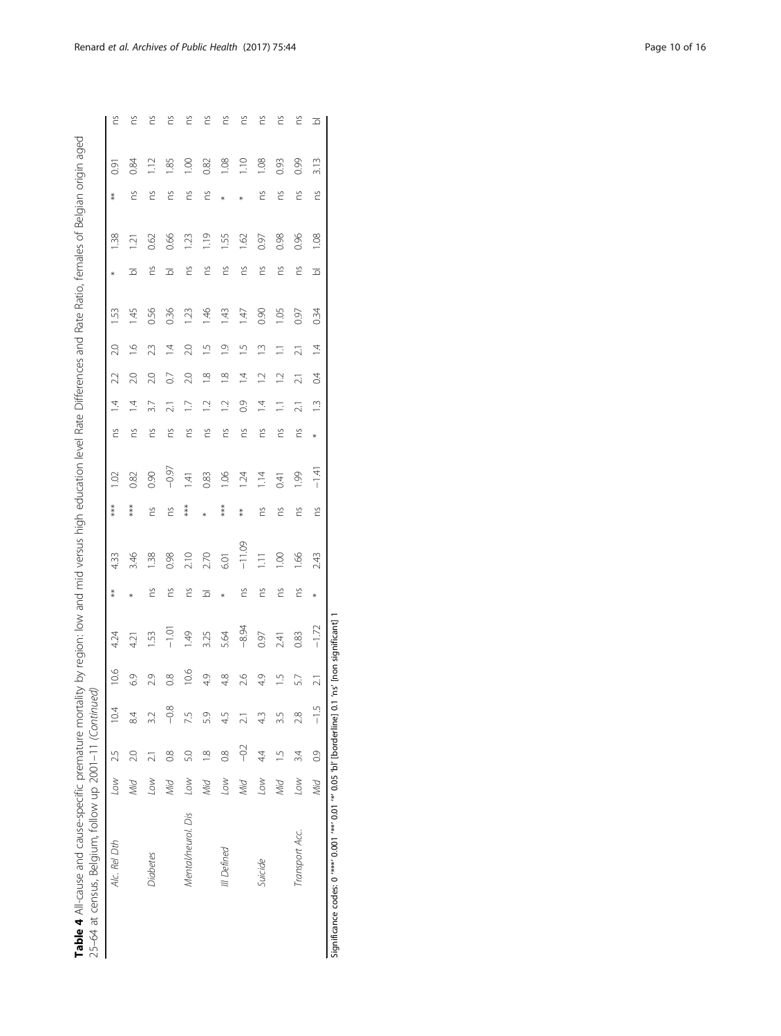**Table 4** All-cause and cause-specific premature mortality by region: low and mid versus high education level Rate Differences and Rate Ratio, females of Belgian origin aged 25–64 at census, Belgium, follow up 2001–11 *(Continued)*

| | | | | | | | | | | | | | | | | | | | |
|---|---|---|---|---|---|---|---|---|---|---|---|---|---|---|---|---|---|---|---|
| *Alc. Rel Dth* | *Low* | 2.5 | 10.4 | 10.6 | 4.24 | ** | 4.33 | *** | 1.02 | ns | 1.4 | 2.2 | 2.0 | 1.53 | * | 1.38 | ** | 0.91 | ns |
| | *Mid* | 2.0 | 8.4 | 6.9 | 4.21 | * | 3.46 | *** | 0.82 | ns | 1.4 | 2.0 | 1.6 | 1.45 | bl | 1.21 | ns | 0.84 | ns |
| *Diabetes* | *Low* | 2.1 | 3.2 | 2.9 | 1.53 | ns | 1.38 | ns | 0.90 | ns | 3.7 | 2.0 | 2.3 | 0.56 | ns | 0.62 | ns | 1.12 | ns |
| | *Mid* | 0.8 | −0.8 | 0.8 | −1.01 | ns | 0.98 | ns | −0.97 | ns | 2.1 | 0.7 | 1.4 | 0.36 | bl | 0.66 | ns | 1.85 | ns |
| *Mental/neurol. Dis* | *Low* | 5.0 | 7.5 | 10.6 | 1.49 | ns | 2.10 | *** | 1.41 | ns | 1.7 | 2.0 | 2.0 | 1.23 | ns | 1.23 | ns | 1.00 | ns |
| | *Mid* | 1.8 | 5.9 | 4.9 | 3.25 | bl | 2.70 | * | 0.83 | ns | 1.2 | 1.8 | 1.5 | 1.46 | ns | 1.19 | ns | 0.82 | ns |
| *Ill Defined* | *Low* | 0.8 | 4.5 | 4.8 | 5.64 | * | 6.01 | *** | 1.06 | ns | 1.2 | 1.8 | 1.9 | 1.43 | ns | 1.55 | * | 1.08 | ns |
| | *Mid* | −0.2 | 2.1 | 2.6 | −8.94 | ns | −11.09 | ** | 1.24 | ns | 0.9 | 1.4 | 1.5 | 1.47 | ns | 1.62 | * | 1.10 | ns |
| *Suicide* | *Low* | 4.4 | 4.3 | 4.9 | 0.97 | ns | 1.11 | ns | 1.14 | ns | 1.4 | 1.2 | 1.3 | 0.90 | ns | 0.97 | ns | 1.08 | ns |
| | *Mid* | 1.5 | 3.5 | 1.5 | 2.41 | ns | 1.00 | ns | 0.41 | ns | 1.1 | 1.2 | 1.1 | 1.05 | ns | 0.98 | ns | 0.93 | ns |
| *Transport Acc.* | *Low* | 3.4 | 2.8 | 5.7 | 0.83 | ns | 1.66 | ns | 1.99 | ns | 2.1 | 2.1 | 2.1 | 0.97 | ns | 0.96 | ns | 0.99 | ns |
| | *Mid* | 0.9 | −1.5 | 2.1 | −1.72 | * | 2.43 | ns | −1.41 | * | 1.3 | 0.4 | 1.4 | 0.34 | bl | 1.08 | ns | 3.13 | bl |

Significance codes: 0 '***' 0.001 '**' 0.01 '*' 0.05 'bl' [borderline] 0.1 'ns' [non significant] 1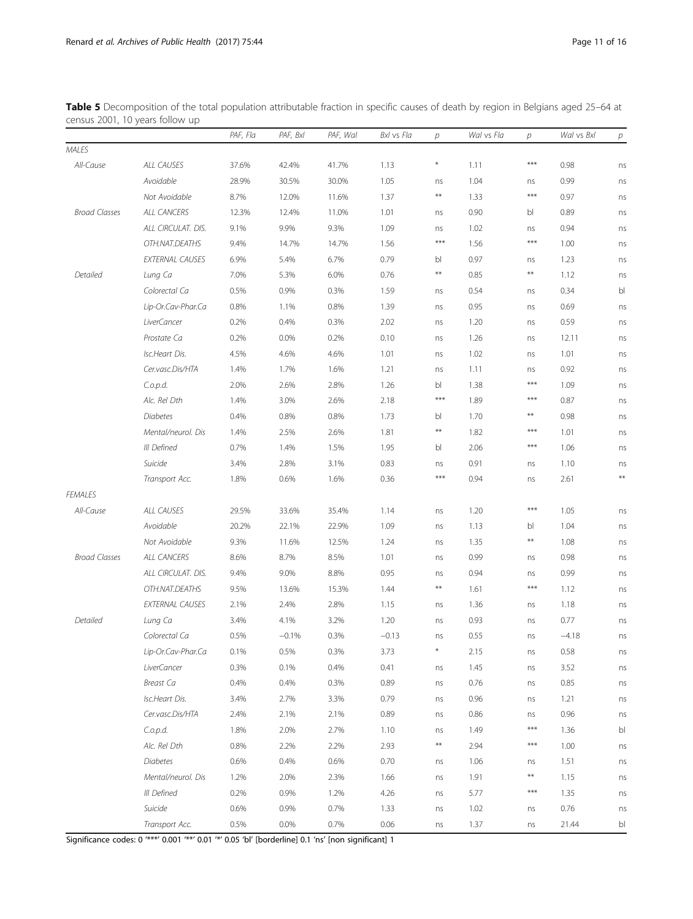**Table 5** Decomposition of the total population attributable fraction in specific causes of death by region in Belgians aged 25–64 at census 2001, 10 years follow up

| | | PAF, Fla | PAF, Bxl | PAF, Wal | Bxl vs Fla | p | Wal vs Fla | p | Wal vs Bxl | p |
|---|---|---|---|---|---|---|---|---|---|---|
| *MALES* | | | | | | | | | | |
| *All-Cause* | *ALL CAUSES* | 37.6% | 42.4% | 41.7% | 1.13 | * | 1.11 | *** | 0.98 | ns |
| | *Avoidable* | 28.9% | 30.5% | 30.0% | 1.05 | ns | 1.04 | ns | 0.99 | ns |
| | *Not Avoidable* | 8.7% | 12.0% | 11.6% | 1.37 | ** | 1.33 | *** | 0.97 | ns |
| *Broad Classes* | *ALL CANCERS* | 12.3% | 12.4% | 11.0% | 1.01 | ns | 0.90 | bl | 0.89 | ns |
| | *ALL CIRCULAT. DIS.* | 9.1% | 9.9% | 9.3% | 1.09 | ns | 1.02 | ns | 0.94 | ns |
| | *OTH.NAT.DEATHS* | 9.4% | 14.7% | 14.7% | 1.56 | *** | 1.56 | *** | 1.00 | ns |
| | *EXTERNAL CAUSES* | 6.9% | 5.4% | 6.7% | 0.79 | bl | 0.97 | ns | 1.23 | ns |
| *Detailed* | *Lung Ca* | 7.0% | 5.3% | 6.0% | 0.76 | ** | 0.85 | ** | 1.12 | ns |
| | *Colorectal Ca* | 0.5% | 0.9% | 0.3% | 1.59 | ns | 0.54 | ns | 0.34 | bl |
| | *Lip-Or.Cav-Phar.Ca* | 0.8% | 1.1% | 0.8% | 1.39 | ns | 0.95 | ns | 0.69 | ns |
| | *LiverCancer* | 0.2% | 0.4% | 0.3% | 2.02 | ns | 1.20 | ns | 0.59 | ns |
| | *Prostate Ca* | 0.2% | 0.0% | 0.2% | 0.10 | ns | 1.26 | ns | 12.11 | ns |
| | *Isc.Heart Dis.* | 4.5% | 4.6% | 4.6% | 1.01 | ns | 1.02 | ns | 1.01 | ns |
| | *Cer.vasc.Dis/HTA* | 1.4% | 1.7% | 1.6% | 1.21 | ns | 1.11 | ns | 0.92 | ns |
| | *C.o.p.d.* | 2.0% | 2.6% | 2.8% | 1.26 | bl | 1.38 | *** | 1.09 | ns |
| | *Alc. Rel Dth* | 1.4% | 3.0% | 2.6% | 2.18 | *** | 1.89 | *** | 0.87 | ns |
| | *Diabetes* | 0.4% | 0.8% | 0.8% | 1.73 | bl | 1.70 | ** | 0.98 | ns |
| | *Mental/neurol. Dis* | 1.4% | 2.5% | 2.6% | 1.81 | ** | 1.82 | *** | 1.01 | ns |
| | *Ill Defined* | 0.7% | 1.4% | 1.5% | 1.95 | bl | 2.06 | *** | 1.06 | ns |
| | *Suicide* | 3.4% | 2.8% | 3.1% | 0.83 | ns | 0.91 | ns | 1.10 | ns |
| | *Transport Acc.* | 1.8% | 0.6% | 1.6% | 0.36 | *** | 0.94 | ns | 2.61 | ** |
| *FEMALES* | | | | | | | | | | |
| *All-Cause* | *ALL CAUSES* | 29.5% | 33.6% | 35.4% | 1.14 | ns | 1.20 | *** | 1.05 | ns |
| | *Avoidable* | 20.2% | 22.1% | 22.9% | 1.09 | ns | 1.13 | bl | 1.04 | ns |
| | *Not Avoidable* | 9.3% | 11.6% | 12.5% | 1.24 | ns | 1.35 | ** | 1.08 | ns |
| *Broad Classes* | *ALL CANCERS* | 8.6% | 8.7% | 8.5% | 1.01 | ns | 0.99 | ns | 0.98 | ns |
| | *ALL CIRCULAT. DIS.* | 9.4% | 9.0% | 8.8% | 0.95 | ns | 0.94 | ns | 0.99 | ns |
| | *OTH.NAT.DEATHS* | 9.5% | 13.6% | 15.3% | 1.44 | ** | 1.61 | *** | 1.12 | ns |
| | *EXTERNAL CAUSES* | 2.1% | 2.4% | 2.8% | 1.15 | ns | 1.36 | ns | 1.18 | ns |
| *Detailed* | *Lung Ca* | 3.4% | 4.1% | 3.2% | 1.20 | ns | 0.93 | ns | 0.77 | ns |
| | *Colorectal Ca* | 0.5% | −0.1% | 0.3% | −0.13 | ns | 0.55 | ns | −4.18 | ns |
| | *Lip-Or.Cav-Phar.Ca* | 0.1% | 0.5% | 0.3% | 3.73 | * | 2.15 | ns | 0.58 | ns |
| | *LiverCancer* | 0.3% | 0.1% | 0.4% | 0.41 | ns | 1.45 | ns | 3.52 | ns |
| | *Breast Ca* | 0.4% | 0.4% | 0.3% | 0.89 | ns | 0.76 | ns | 0.85 | ns |
| | *Isc.Heart Dis.* | 3.4% | 2.7% | 3.3% | 0.79 | ns | 0.96 | ns | 1.21 | ns |
| | *Cer.vasc.Dis/HTA* | 2.4% | 2.1% | 2.1% | 0.89 | ns | 0.86 | ns | 0.96 | ns |
| | *C.o.p.d.* | 1.8% | 2.0% | 2.7% | 1.10 | ns | 1.49 | *** | 1.36 | bl |
| | *Alc. Rel Dth* | 0.8% | 2.2% | 2.2% | 2.93 | ** | 2.94 | *** | 1.00 | ns |
| | *Diabetes* | 0.6% | 0.4% | 0.6% | 0.70 | ns | 1.06 | ns | 1.51 | ns |
| | *Mental/neurol. Dis* | 1.2% | 2.0% | 2.3% | 1.66 | ns | 1.91 | ** | 1.15 | ns |
| | *Ill Defined* | 0.2% | 0.9% | 1.2% | 4.26 | ns | 5.77 | *** | 1.35 | ns |
| | *Suicide* | 0.6% | 0.9% | 0.7% | 1.33 | ns | 1.02 | ns | 0.76 | ns |
| | *Transport Acc.* | 0.5% | 0.0% | 0.7% | 0.06 | ns | 1.37 | ns | 21.44 | bl |

Significance codes: 0 '***' 0.001 '**' 0.01 '*' 0.05 'bl' [borderline] 0.1 'ns' [non significant] 1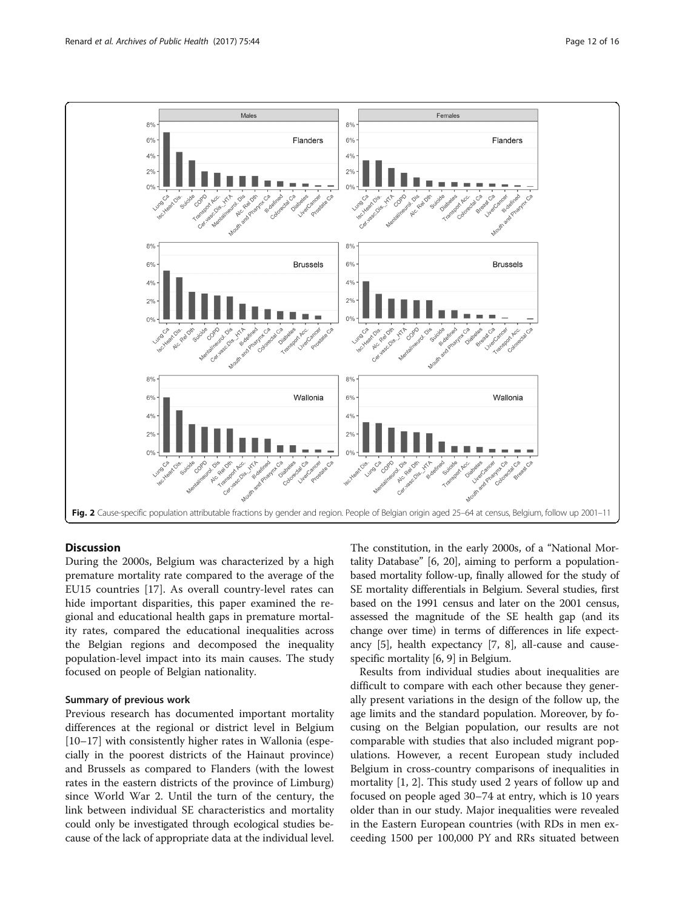Fig. 2 Cause-specific population attributable fractions by gender and region. People of Belgian origin aged 25–64 at census, Belgium, follow up 2001–11

## Discussion

During the 2000s, Belgium was characterized by a high premature mortality rate compared to the average of the EU15 countries [17]. As overall country-level rates can hide important disparities, this paper examined the regional and educational health gaps in premature mortality rates, compared the educational inequalities across the Belgian regions and decomposed the inequality population-level impact into its main causes. The study focused on people of Belgian nationality.

### Summary of previous work

Previous research has documented important mortality differences at the regional or district level in Belgium [10–17] with consistently higher rates in Wallonia (especially in the poorest districts of the Hainaut province) and Brussels as compared to Flanders (with the lowest rates in the eastern districts of the province of Limburg) since World War 2. Until the turn of the century, the link between individual SE characteristics and mortality could only be investigated through ecological studies because of the lack of appropriate data at the individual level. The constitution, in the early 2000s, of a "National Mortality Database" [6, 20], aiming to perform a population-based mortality follow-up, finally allowed for the study of SE mortality differentials in Belgium. Several studies, first based on the 1991 census and later on the 2001 census, assessed the magnitude of the SE health gap (and its change over time) in terms of differences in life expectancy [5], health expectancy [7, 8], all-cause and cause-specific mortality [6, 9] in Belgium.

Results from individual studies about inequalities are difficult to compare with each other because they generally present variations in the design of the follow up, the age limits and the standard population. Moreover, by focusing on the Belgian population, our results are not comparable with studies that also included migrant populations. However, a recent European study included Belgium in cross-country comparisons of inequalities in mortality [1, 2]. This study used 2 years of follow up and focused on people aged 30–74 at entry, which is 10 years older than in our study. Major inequalities were revealed in the Eastern European countries (with RDs in men exceeding 1500 per 100,000 PY and RRs situated between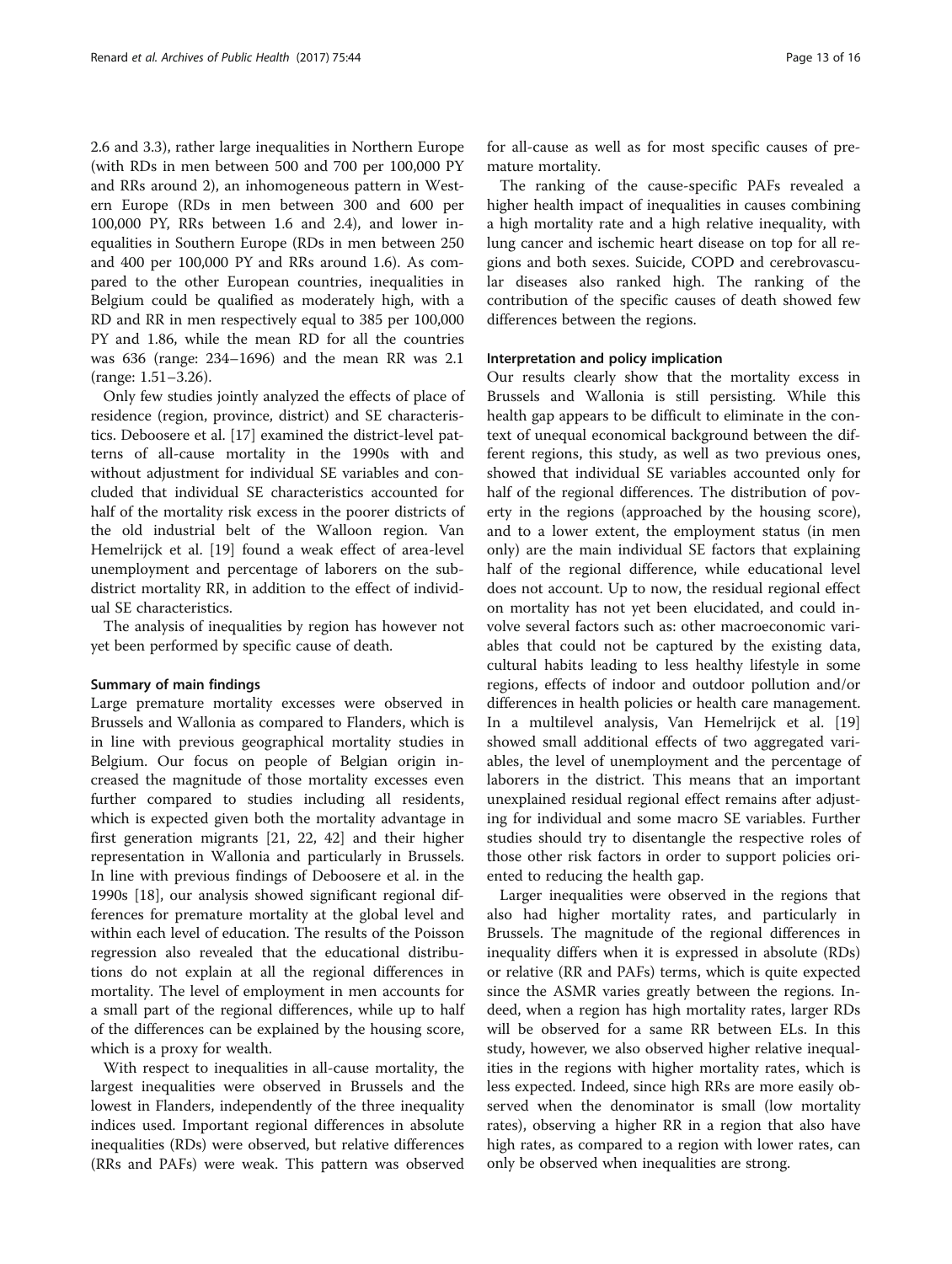2.6 and 3.3), rather large inequalities in Northern Europe (with RDs in men between 500 and 700 per 100,000 PY and RRs around 2), an inhomogeneous pattern in Western Europe (RDs in men between 300 and 600 per 100,000 PY, RRs between 1.6 and 2.4), and lower inequalities in Southern Europe (RDs in men between 250 and 400 per 100,000 PY and RRs around 1.6). As compared to the other European countries, inequalities in Belgium could be qualified as moderately high, with a RD and RR in men respectively equal to 385 per 100,000 PY and 1.86, while the mean RD for all the countries was 636 (range: 234–1696) and the mean RR was 2.1 (range: 1.51–3.26).

Only few studies jointly analyzed the effects of place of residence (region, province, district) and SE characteristics. Deboosere et al. [17] examined the district-level patterns of all-cause mortality in the 1990s with and without adjustment for individual SE variables and concluded that individual SE characteristics accounted for half of the mortality risk excess in the poorer districts of the old industrial belt of the Walloon region. Van Hemelrijck et al. [19] found a weak effect of area-level unemployment and percentage of laborers on the subdistrict mortality RR, in addition to the effect of individual SE characteristics.

The analysis of inequalities by region has however not yet been performed by specific cause of death.

#### Summary of main findings

Large premature mortality excesses were observed in Brussels and Wallonia as compared to Flanders, which is in line with previous geographical mortality studies in Belgium. Our focus on people of Belgian origin increased the magnitude of those mortality excesses even further compared to studies including all residents, which is expected given both the mortality advantage in first generation migrants [21, 22, 42] and their higher representation in Wallonia and particularly in Brussels. In line with previous findings of Deboosere et al. in the 1990s [18], our analysis showed significant regional differences for premature mortality at the global level and within each level of education. The results of the Poisson regression also revealed that the educational distributions do not explain at all the regional differences in mortality. The level of employment in men accounts for a small part of the regional differences, while up to half of the differences can be explained by the housing score, which is a proxy for wealth.

With respect to inequalities in all-cause mortality, the largest inequalities were observed in Brussels and the lowest in Flanders, independently of the three inequality indices used. Important regional differences in absolute inequalities (RDs) were observed, but relative differences (RRs and PAFs) were weak. This pattern was observed for all-cause as well as for most specific causes of premature mortality.

The ranking of the cause-specific PAFs revealed a higher health impact of inequalities in causes combining a high mortality rate and a high relative inequality, with lung cancer and ischemic heart disease on top for all regions and both sexes. Suicide, COPD and cerebrovascular diseases also ranked high. The ranking of the contribution of the specific causes of death showed few differences between the regions.

#### Interpretation and policy implication

Our results clearly show that the mortality excess in Brussels and Wallonia is still persisting. While this health gap appears to be difficult to eliminate in the context of unequal economical background between the different regions, this study, as well as two previous ones, showed that individual SE variables accounted only for half of the regional differences. The distribution of poverty in the regions (approached by the housing score), and to a lower extent, the employment status (in men only) are the main individual SE factors that explaining half of the regional difference, while educational level does not account. Up to now, the residual regional effect on mortality has not yet been elucidated, and could involve several factors such as: other macroeconomic variables that could not be captured by the existing data, cultural habits leading to less healthy lifestyle in some regions, effects of indoor and outdoor pollution and/or differences in health policies or health care management. In a multilevel analysis, Van Hemelrijck et al. [19] showed small additional effects of two aggregated variables, the level of unemployment and the percentage of laborers in the district. This means that an important unexplained residual regional effect remains after adjusting for individual and some macro SE variables. Further studies should try to disentangle the respective roles of those other risk factors in order to support policies oriented to reducing the health gap.

Larger inequalities were observed in the regions that also had higher mortality rates, and particularly in Brussels. The magnitude of the regional differences in inequality differs when it is expressed in absolute (RDs) or relative (RR and PAFs) terms, which is quite expected since the ASMR varies greatly between the regions. Indeed, when a region has high mortality rates, larger RDs will be observed for a same RR between ELs. In this study, however, we also observed higher relative inequalities in the regions with higher mortality rates, which is less expected. Indeed, since high RRs are more easily observed when the denominator is small (low mortality rates), observing a higher RR in a region that also have high rates, as compared to a region with lower rates, can only be observed when inequalities are strong.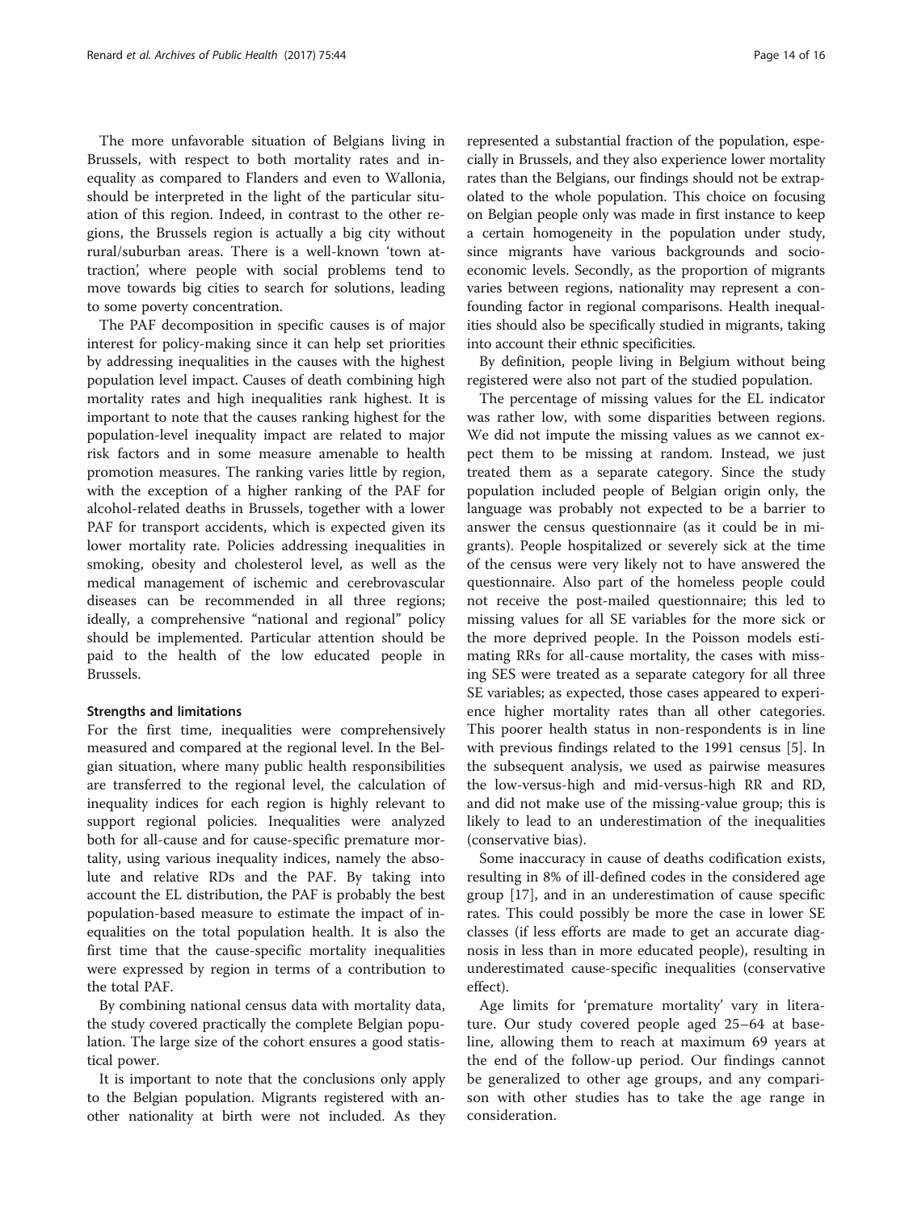The more unfavorable situation of Belgians living in Brussels, with respect to both mortality rates and inequality as compared to Flanders and even to Wallonia, should be interpreted in the light of the particular situation of this region. Indeed, in contrast to the other regions, the Brussels region is actually a big city without rural/suburban areas. There is a well-known 'town attraction', where people with social problems tend to move towards big cities to search for solutions, leading to some poverty concentration.

The PAF decomposition in specific causes is of major interest for policy-making since it can help set priorities by addressing inequalities in the causes with the highest population level impact. Causes of death combining high mortality rates and high inequalities rank highest. It is important to note that the causes ranking highest for the population-level inequality impact are related to major risk factors and in some measure amenable to health promotion measures. The ranking varies little by region, with the exception of a higher ranking of the PAF for alcohol-related deaths in Brussels, together with a lower PAF for transport accidents, which is expected given its lower mortality rate. Policies addressing inequalities in smoking, obesity and cholesterol level, as well as the medical management of ischemic and cerebrovascular diseases can be recommended in all three regions; ideally, a comprehensive "national and regional" policy should be implemented. Particular attention should be paid to the health of the low educated people in Brussels.

#### Strengths and limitations

For the first time, inequalities were comprehensively measured and compared at the regional level. In the Belgian situation, where many public health responsibilities are transferred to the regional level, the calculation of inequality indices for each region is highly relevant to support regional policies. Inequalities were analyzed both for all-cause and for cause-specific premature mortality, using various inequality indices, namely the absolute and relative RDs and the PAF. By taking into account the EL distribution, the PAF is probably the best population-based measure to estimate the impact of inequalities on the total population health. It is also the first time that the cause-specific mortality inequalities were expressed by region in terms of a contribution to the total PAF.

By combining national census data with mortality data, the study covered practically the complete Belgian population. The large size of the cohort ensures a good statistical power.

It is important to note that the conclusions only apply to the Belgian population. Migrants registered with another nationality at birth were not included. As they represented a substantial fraction of the population, especially in Brussels, and they also experience lower mortality rates than the Belgians, our findings should not be extrapolated to the whole population. This choice on focusing on Belgian people only was made in first instance to keep a certain homogeneity in the population under study, since migrants have various backgrounds and socioeconomic levels. Secondly, as the proportion of migrants varies between regions, nationality may represent a confounding factor in regional comparisons. Health inequalities should also be specifically studied in migrants, taking into account their ethnic specificities.

By definition, people living in Belgium without being registered were also not part of the studied population.

The percentage of missing values for the EL indicator was rather low, with some disparities between regions. We did not impute the missing values as we cannot expect them to be missing at random. Instead, we just treated them as a separate category. Since the study population included people of Belgian origin only, the language was probably not expected to be a barrier to answer the census questionnaire (as it could be in migrants). People hospitalized or severely sick at the time of the census were very likely not to have answered the questionnaire. Also part of the homeless people could not receive the post-mailed questionnaire; this led to missing values for all SE variables for the more sick or the more deprived people. In the Poisson models estimating RRs for all-cause mortality, the cases with missing SES were treated as a separate category for all three SE variables; as expected, those cases appeared to experience higher mortality rates than all other categories. This poorer health status in non-respondents is in line with previous findings related to the 1991 census [5]. In the subsequent analysis, we used as pairwise measures the low-versus-high and mid-versus-high RR and RD, and did not make use of the missing-value group; this is likely to lead to an underestimation of the inequalities (conservative bias).

Some inaccuracy in cause of deaths codification exists, resulting in 8% of ill-defined codes in the considered age group [17], and in an underestimation of cause specific rates. This could possibly be more the case in lower SE classes (if less efforts are made to get an accurate diagnosis in less than in more educated people), resulting in underestimated cause-specific inequalities (conservative effect).

Age limits for 'premature mortality' vary in literature. Our study covered people aged 25–64 at baseline, allowing them to reach at maximum 69 years at the end of the follow-up period. Our findings cannot be generalized to other age groups, and any comparison with other studies has to take the age range in consideration.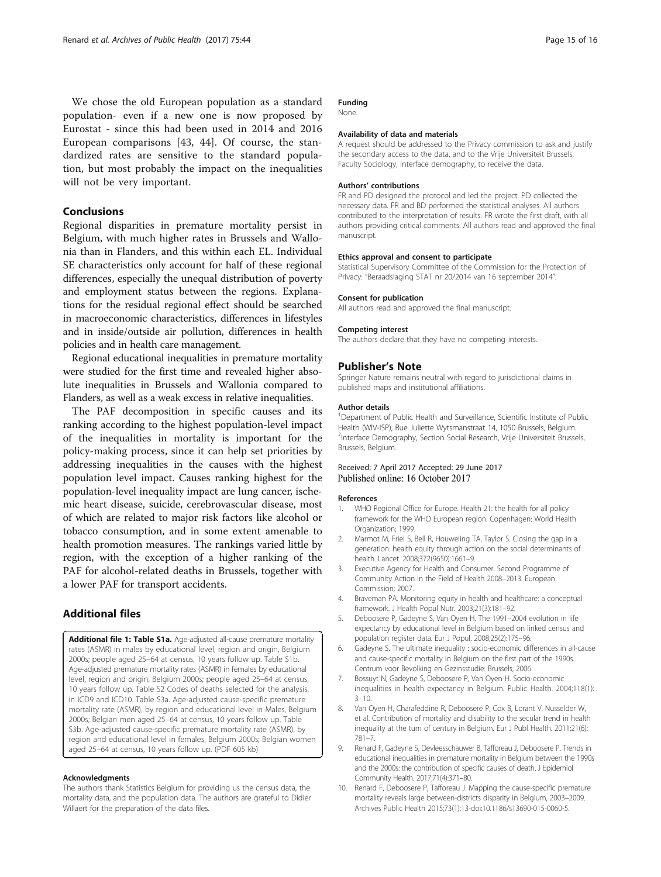We chose the old European population as a standard population- even if a new one is now proposed by Eurostat - since this had been used in 2014 and 2016 European comparisons [43, 44]. Of course, the standardized rates are sensitive to the standard population, but most probably the impact on the inequalities will not be very important.

## Conclusions

Regional disparities in premature mortality persist in Belgium, with much higher rates in Brussels and Wallonia than in Flanders, and this within each EL. Individual SE characteristics only account for half of these regional differences, especially the unequal distribution of poverty and employment status between the regions. Explanations for the residual regional effect should be searched in macroeconomic characteristics, differences in lifestyles and in inside/outside air pollution, differences in health policies and in health care management.

Regional educational inequalities in premature mortality were studied for the first time and revealed higher absolute inequalities in Brussels and Wallonia compared to Flanders, as well as a weak excess in relative inequalities.

The PAF decomposition in specific causes and its ranking according to the highest population-level impact of the inequalities in mortality is important for the policy-making process, since it can help set priorities by addressing inequalities in the causes with the highest population level impact. Causes ranking highest for the population-level inequality impact are lung cancer, ischemic heart disease, suicide, cerebrovascular disease, most of which are related to major risk factors like alcohol or tobacco consumption, and in some extent amenable to health promotion measures. The rankings varied little by region, with the exception of a higher ranking of the PAF for alcohol-related deaths in Brussels, together with a lower PAF for transport accidents.

## Additional files

**Additional file 1: Table S1a.** Age-adjusted all-cause premature mortality rates (ASMR) in males by educational level, region and origin, Belgium 2000s; people aged 25–64 at census, 10 years follow up. Table S1b. Age-adjusted premature mortality rates (ASMR) in females by educational level, region and origin, Belgium 2000s; people aged 25–64 at census, 10 years follow up. Table S2 Codes of deaths selected for the analysis, in ICD9 and ICD10. Table S3a. Age-adjusted cause-specific premature mortality rate (ASMR), by region and educational level in Males, Belgium 2000s; Belgian men aged 25–64 at census, 10 years follow up. Table S3b. Age-adjusted cause-specific premature mortality rate (ASMR), by region and educational level in females, Belgium 2000s; Belgian women aged 25–64 at census, 10 years follow up. (PDF 605 kb)

#### Acknowledgments

The authors thank Statistics Belgium for providing us the census data, the mortality data, and the population data. The authors are grateful to Didier Willaert for the preparation of the data files.

#### Funding

None.

#### Availability of data and materials

A request should be addressed to the Privacy commission to ask and justify the secondary access to the data, and to the Vrije Universiteit Brussels, Faculty Sociology, Interface demography, to receive the data.

#### Authors' contributions

FR and PD designed the protocol and led the project. PD collected the necessary data. FR and BD performed the statistical analyses. All authors contributed to the interpretation of results. FR wrote the first draft, with all authors providing critical comments. All authors read and approved the final manuscript.

#### Ethics approval and consent to participate

Statistical Supervisory Committee of the Commission for the Protection of Privacy: "Beraadslaging STAT nr 20/2014 van 16 september 2014".

#### Consent for publication

All authors read and approved the final manuscript.

#### Competing interest

The authors declare that they have no competing interests.

## Publisher's Note

Springer Nature remains neutral with regard to jurisdictional claims in published maps and institutional affiliations.

#### Author details

[1]Department of Public Health and Surveillance, Scientific Institute of Public Health (WIV-ISP), Rue Juliette Wytsmanstraat 14, 1050 Brussels, Belgium. [2]Interface Demography, Section Social Research, Vrije Universiteit Brussels, Brussels, Belgium.

Received: 7 April 2017 Accepted: 29 June 2017
Published online: 16 October 2017

#### References

1. WHO Regional Office for Europe. Health 21: the health for all policy framework for the WHO European region. Copenhagen: World Health Organization; 1999.
2. Marmot M, Friel S, Bell R, Houweling TA, Taylor S. Closing the gap in a generation: health equity through action on the social determinants of health. Lancet. 2008;372(9650):1661–9.
3. Executive Agency for Health and Consumer. Second Programme of Community Action in the Field of Health 2008–2013. European Commission; 2007.
4. Braveman PA. Monitoring equity in health and healthcare: a conceptual framework. J Health Popul Nutr. 2003;21(3):181–92.
5. Deboosere P, Gadeyne S, Van Oyen H. The 1991–2004 evolution in life expectancy by educational level in Belgium based on linked census and population register data. Eur J Popul. 2008;25(2):175–96.
6. Gadeyne S. The ultimate inequality : socio-economic differences in all-cause and cause-specific mortality in Belgium on the first part of the 1990s. Centrum voor Bevolking en Gezinsstudie: Brussels; 2006.
7. Bossuyt N, Gadeyne S, Deboosere P, Van Oyen H. Socio-economic inequalities in health expectancy in Belgium. Public Health. 2004;118(1): 3–10.
8. Van Oyen H, Charafeddine R, Deboosere P, Cox B, Lorant V, Nusselder W, et al. Contribution of mortality and disability to the secular trend in health inequality at the turn of century in Belgium. Eur J Publ Health. 2011;21(6): 781–7.
9. Renard F, Gadeyne S, Devleesschauwer B, Tafforeau J, Deboosere P. Trends in educational inequalities in premature mortality in Belgium between the 1990s and the 2000s: the contribution of specific causes of death. J Epidemiol Community Health. 2017;71(4):371–80.
10. Renard F, Deboosere P, Tafforeau J. Mapping the cause-specific premature mortality reveals large between-districts disparity in Belgium, 2003–2009. Archives Public Health 2015;73(1):13-doi:10.1186/s13690-015-0060-5.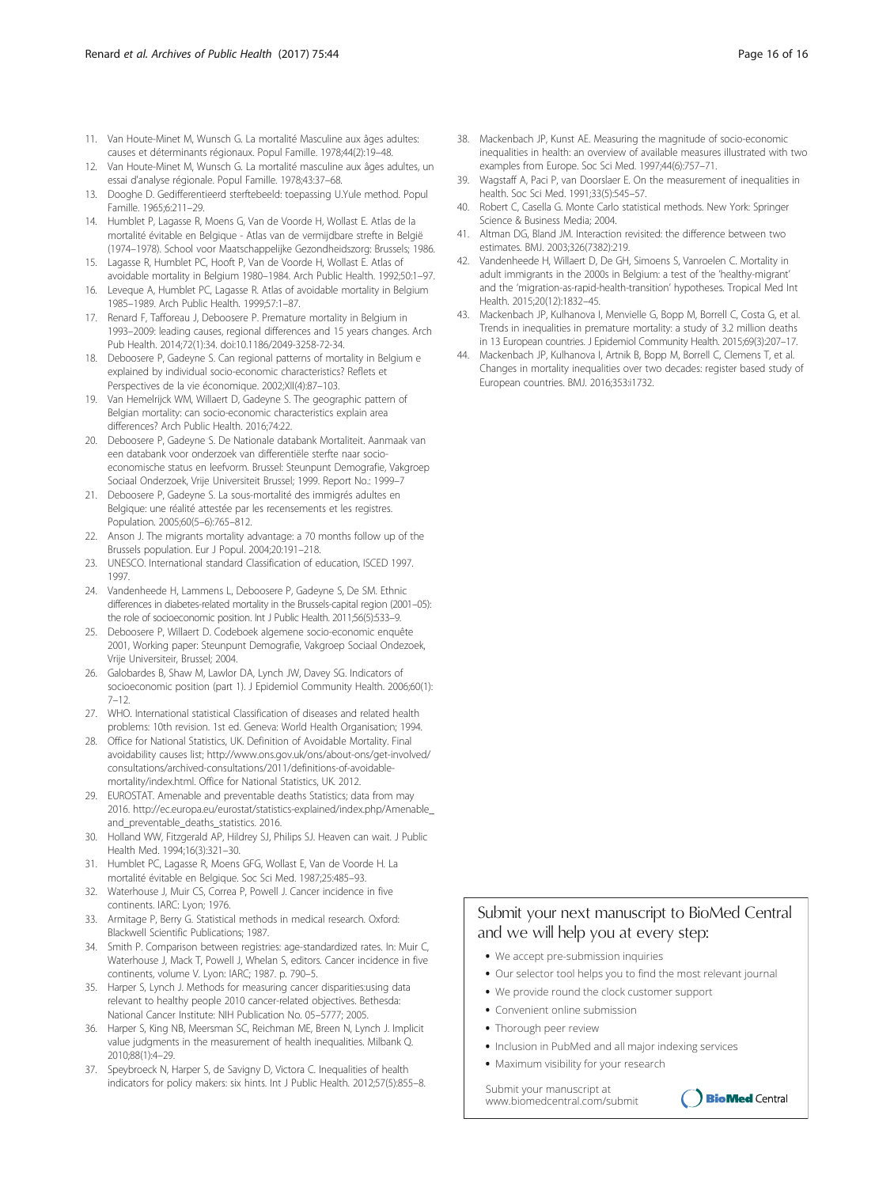11. Van Houte-Minet M, Wunsch G. La mortalité Masculine aux âges adultes: causes et déterminants régionaux. Popul Famille. 1978;44(2):19–48.
12. Van Houte-Minet M, Wunsch G. La mortalité masculine aux âges adultes, un essai d'analyse régionale. Popul Famille. 1978;43:37–68.
13. Dooghe D. Gedifferentieerd sterftebeeld: toepassing U.Yule method. Popul Famille. 1965;6:211–29.
14. Humblet P, Lagasse R, Moens G, Van de Voorde H, Wollast E. Atlas de la mortalité évitable en Belgique - Atlas van de vermijdbare strefte in België (1974–1978). School voor Maatschappelijke Gezondheidszorg: Brussels; 1986.
15. Lagasse R, Humblet PC, Hooft P, Van de Voorde H, Wollast E. Atlas of avoidable mortality in Belgium 1980–1984. Arch Public Health. 1992;50:1–97.
16. Leveque A, Humblet PC, Lagasse R. Atlas of avoidable mortality in Belgium 1985–1989. Arch Public Health. 1999;57:1–87.
17. Renard F, Tafforeau J, Deboosere P. Premature mortality in Belgium in 1993–2009: leading causes, regional differences and 15 years changes. Arch Pub Health. 2014;72(1):34. doi:10.1186/2049-3258-72-34.
18. Deboosere P, Gadeyne S. Can regional patterns of mortality in Belgium e explained by individual socio-economic characteristics? Reflets et Perspectives de la vie économique. 2002;XII(4):87–103.
19. Van Hemelrijck WM, Willaert D, Gadeyne S. The geographic pattern of Belgian mortality: can socio-economic characteristics explain area differences? Arch Public Health. 2016;74:22.
20. Deboosere P, Gadeyne S. De Nationale databank Mortaliteit. Aanmaak van een databank voor onderzoek van differentiële sterfte naar socio-economische status en leefvorm. Brussel: Steunpunt Demografie, Vakgroep Sociaal Onderzoek, Vrije Universiteit Brussel; 1999. Report No.: 1999–7
21. Deboosere P, Gadeyne S. La sous-mortalité des immigrés adultes en Belgique: une réalité attestée par les recensements et les registres. Population. 2005;60(5–6):765–812.
22. Anson J. The migrants mortality advantage: a 70 months follow up of the Brussels population. Eur J Popul. 2004;20:191–218.
23. UNESCO. International standard Classification of education, ISCED 1997. 1997.
24. Vandenheede H, Lammens L, Deboosere P, Gadeyne S, De SM. Ethnic differences in diabetes-related mortality in the Brussels-capital region (2001–05): the role of socioeconomic position. Int J Public Health. 2011;56(5):533–9.
25. Deboosere P, Willaert D. Codeboek algemene socio-economic enquête 2001, Working paper: Steunpunt Demografie, Vakgroep Sociaal Ondezoek, Vrije Universiteir, Brussel; 2004.
26. Galobardes B, Shaw M, Lawlor DA, Lynch JW, Davey SG. Indicators of socioeconomic position (part 1). J Epidemiol Community Health. 2006;60(1): 7–12.
27. WHO. International statistical Classification of diseases and related health problems: 10th revision. 1st ed. Geneva: World Health Organisation; 1994.
28. Office for National Statistics, UK. Definition of Avoidable Mortality. Final avoidability causes list; http://www.ons.gov.uk/ons/about-ons/get-involved/consultations/archived-consultations/2011/definitions-of-avoidable-mortality/index.html. Office for National Statistics, UK. 2012.
29. EUROSTAT. Amenable and preventable deaths Statistics; data from may 2016. http://ec.europa.eu/eurostat/statistics-explained/index.php/Amenable_and_preventable_deaths_statistics. 2016.
30. Holland WW, Fitzgerald AP, Hildrey SJ, Philips SJ. Heaven can wait. J Public Health Med. 1994;16(3):321–30.
31. Humblet PC, Lagasse R, Moens GFG, Wollast E, Van de Voorde H. La mortalité évitable en Belgique. Soc Sci Med. 1987;25:485–93.
32. Waterhouse J, Muir CS, Correa P, Powell J. Cancer incidence in five continents. IARC: Lyon; 1976.
33. Armitage P, Berry G. Statistical methods in medical research. Oxford: Blackwell Scientific Publications; 1987.
34. Smith P. Comparison between registries: age-standardized rates. In: Muir C, Waterhouse J, Mack T, Powell J, Whelan S, editors. Cancer incidence in five continents, volume V. Lyon: IARC; 1987. p. 790–5.
35. Harper S, Lynch J. Methods for measuring cancer disparities:using data relevant to healthy people 2010 cancer-related objectives. Bethesda: National Cancer Institute: NIH Publication No. 05–5777; 2005.
36. Harper S, King NB, Meersman SC, Reichman ME, Breen N, Lynch J. Implicit value judgments in the measurement of health inequalities. Milbank Q. 2010;88(1):4–29.
37. Speybroeck N, Harper S, de Savigny D, Victora C. Inequalities of health indicators for policy makers: six hints. Int J Public Health. 2012;57(5):855–8.
38. Mackenbach JP, Kunst AE. Measuring the magnitude of socio-economic inequalities in health: an overview of available measures illustrated with two examples from Europe. Soc Sci Med. 1997;44(6):757–71.
39. Wagstaff A, Paci P, van Doorslaer E. On the measurement of inequalities in health. Soc Sci Med. 1991;33(5):545–57.
40. Robert C, Casella G. Monte Carlo statistical methods. New York: Springer Science & Business Media; 2004.
41. Altman DG, Bland JM. Interaction revisited: the difference between two estimates. BMJ. 2003;326(7382):219.
42. Vandenheede H, Willaert D, De GH, Simoens S, Vanroelen C. Mortality in adult immigrants in the 2000s in Belgium: a test of the 'healthy-migrant' and the 'migration-as-rapid-health-transition' hypotheses. Tropical Med Int Health. 2015;20(12):1832–45.
43. Mackenbach JP, Kulhanova I, Menvielle G, Bopp M, Borrell C, Costa G, et al. Trends in inequalities in premature mortality: a study of 3.2 million deaths in 13 European countries. J Epidemiol Community Health. 2015;69(3):207–17.
44. Mackenbach JP, Kulhanova I, Artnik B, Bopp M, Borrell C, Clemens T, et al. Changes in mortality inequalities over two decades: register based study of European countries. BMJ. 2016;353:i1732.

Submit your next manuscript to BioMed Central and we will help you at every step:

- We accept pre-submission inquiries
- Our selector tool helps you to find the most relevant journal
- We provide round the clock customer support
- Convenient online submission
- Thorough peer review
- Inclusion in PubMed and all major indexing services
- Maximum visibility for your research

Submit your manuscript at www.biomedcentral.com/submit

BioMed Central